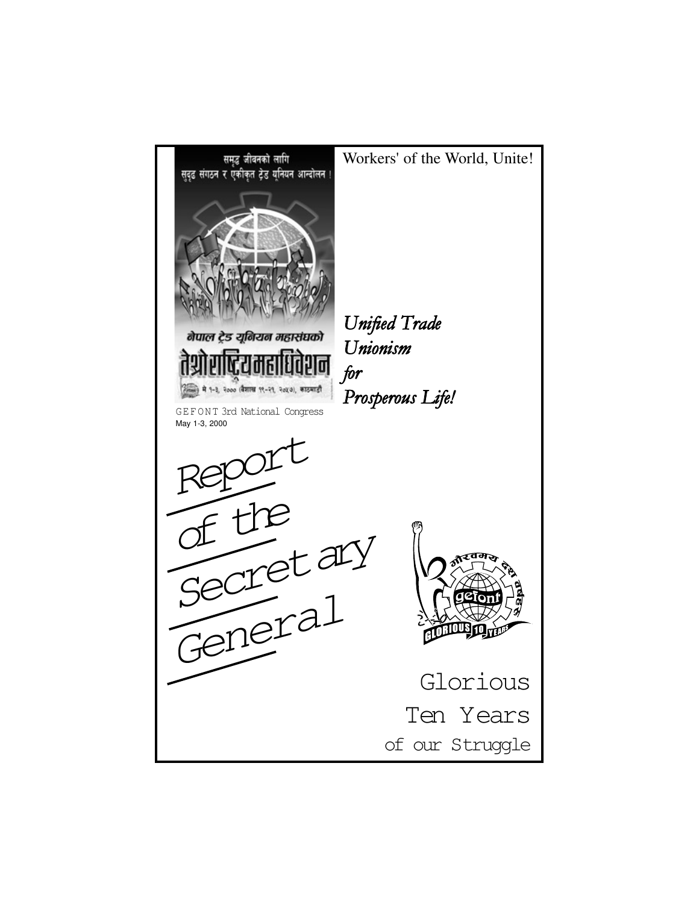समृद्ध जीवनको लागि
सुदृढ संगठन र एकीकृत ट्रेड यूनियन आन्दोलन !

नेपाल ट्रेड यूनियन महासंघको
तेस्रो राष्ट्रिय महाधिवेशन
मे १-३, २००० (वैशाख १९-२१, २०५७), काठमाडौं

GEFONT 3rd National Congress
May 1-3, 2000

Workers' of the World, Unite!

*Unified Trade Unionism for Prosperous Life!*

# Report of the Secretary General

गौरवमय दश वर्ष
gefont
GLORIOUS 10 YEARS

## Glorious Ten Years of our Struggle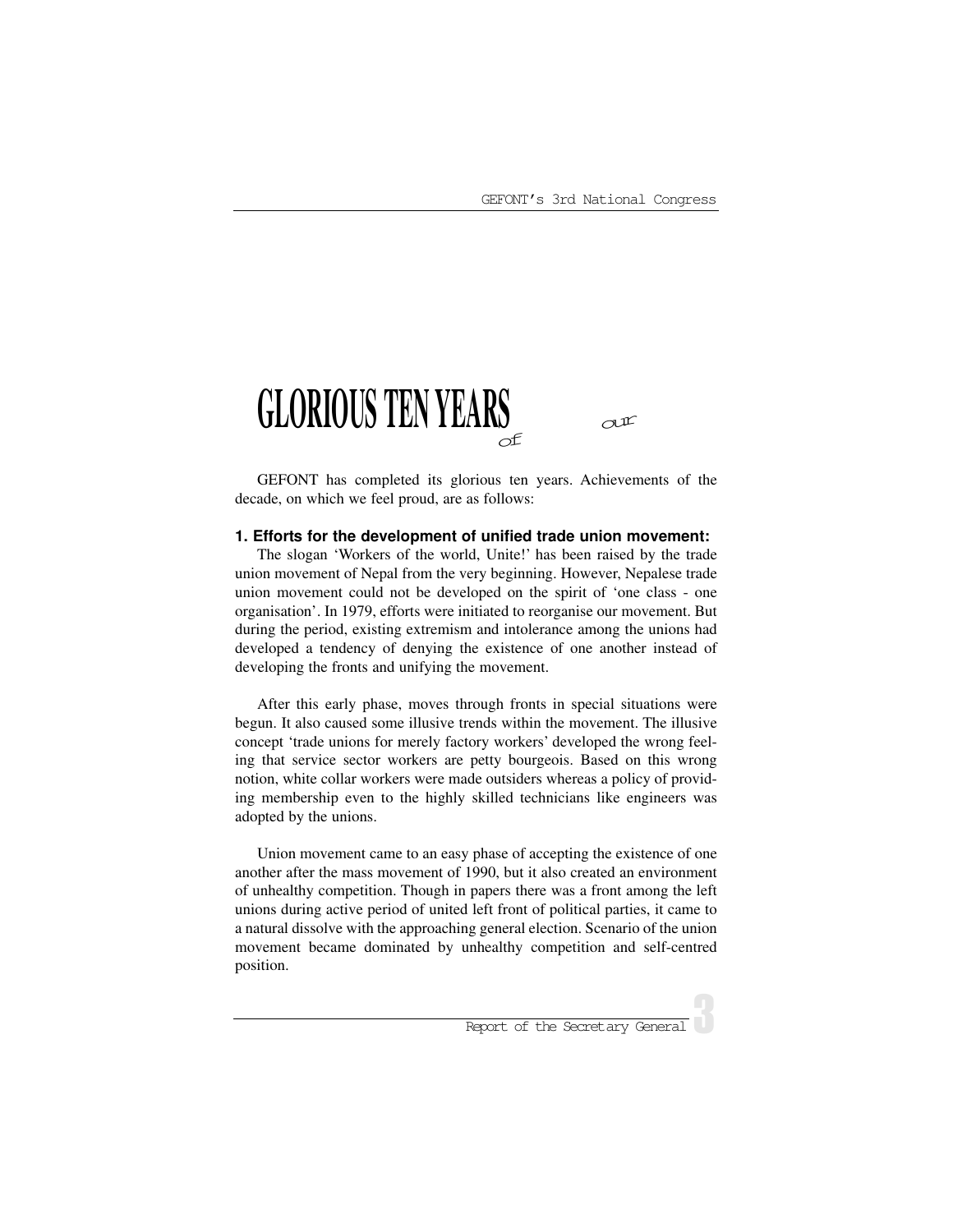# GLORIOUS TEN YEARS of our

GEFONT has completed its glorious ten years. Achievements of the decade, on which we feel proud, are as follows:

### 1. Efforts for the development of unified trade union movement:

The slogan 'Workers of the world, Unite!' has been raised by the trade union movement of Nepal from the very beginning. However, Nepalese trade union movement could not be developed on the spirit of 'one class - one organisation'. In 1979, efforts were initiated to reorganise our movement. But during the period, existing extremism and intolerance among the unions had developed a tendency of denying the existence of one another instead of developing the fronts and unifying the movement.

After this early phase, moves through fronts in special situations were begun. It also caused some illusive trends within the movement. The illusive concept 'trade unions for merely factory workers' developed the wrong feeling that service sector workers are petty bourgeois. Based on this wrong notion, white collar workers were made outsiders whereas a policy of providing membership even to the highly skilled technicians like engineers was adopted by the unions.

Union movement came to an easy phase of accepting the existence of one another after the mass movement of 1990, but it also created an environment of unhealthy competition. Though in papers there was a front among the left unions during active period of united left front of political parties, it came to a natural dissolve with the approaching general election. Scenario of the union movement became dominated by unhealthy competition and self-centred position.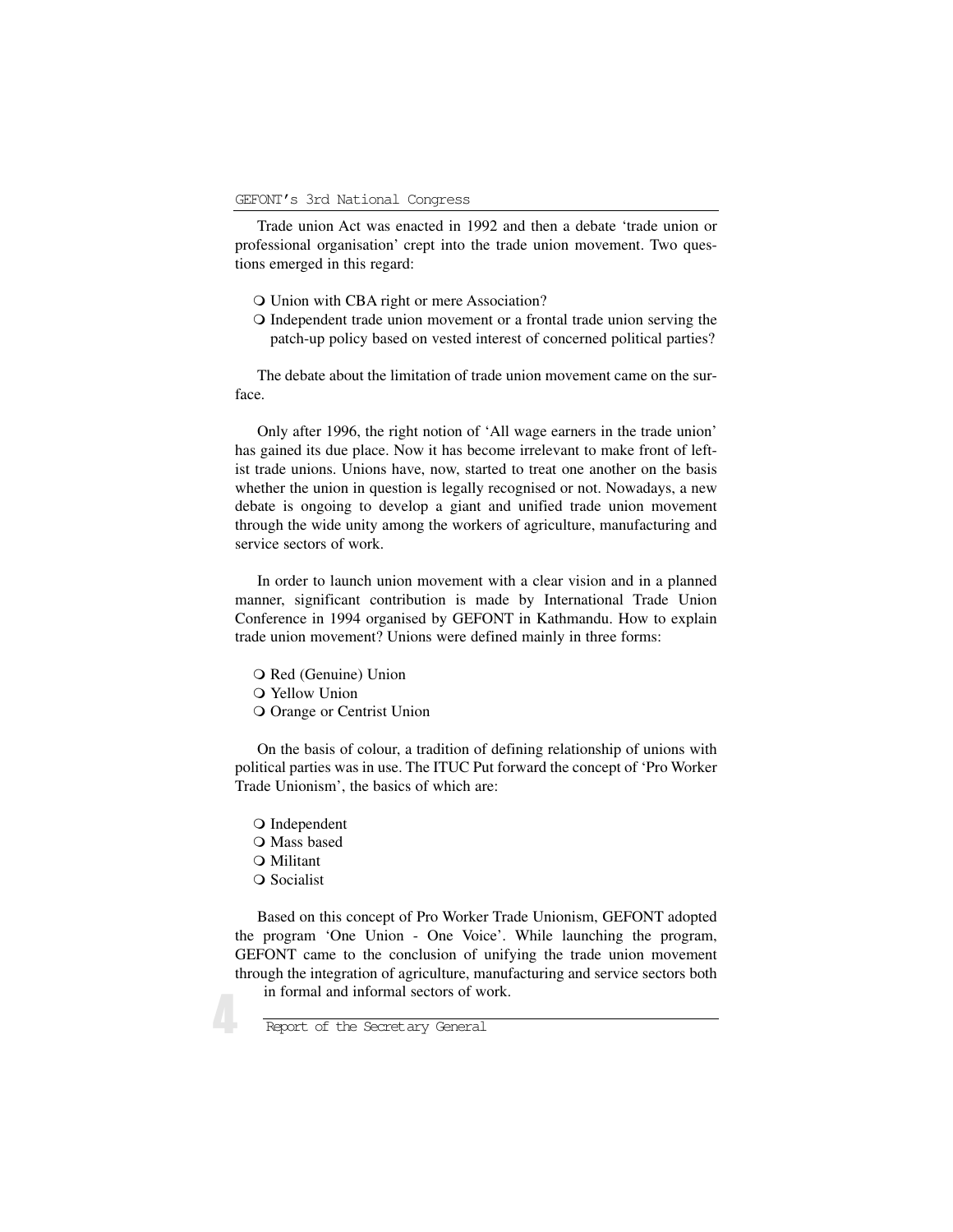Trade union Act was enacted in 1992 and then a debate 'trade union or professional organisation' crept into the trade union movement. Two questions emerged in this regard:

- Union with CBA right or mere Association?
- Independent trade union movement or a frontal trade union serving the patch-up policy based on vested interest of concerned political parties?

The debate about the limitation of trade union movement came on the surface.

Only after 1996, the right notion of 'All wage earners in the trade union' has gained its due place. Now it has become irrelevant to make front of leftist trade unions. Unions have, now, started to treat one another on the basis whether the union in question is legally recognised or not. Nowadays, a new debate is ongoing to develop a giant and unified trade union movement through the wide unity among the workers of agriculture, manufacturing and service sectors of work.

In order to launch union movement with a clear vision and in a planned manner, significant contribution is made by International Trade Union Conference in 1994 organised by GEFONT in Kathmandu. How to explain trade union movement? Unions were defined mainly in three forms:

- Red (Genuine) Union
- Yellow Union
- Orange or Centrist Union

On the basis of colour, a tradition of defining relationship of unions with political parties was in use. The ITUC Put forward the concept of 'Pro Worker Trade Unionism', the basics of which are:

- Independent
- Mass based
- Militant
- Socialist

Based on this concept of Pro Worker Trade Unionism, GEFONT adopted the program 'One Union - One Voice'. While launching the program, GEFONT came to the conclusion of unifying the trade union movement through the integration of agriculture, manufacturing and service sectors both in formal and informal sectors of work.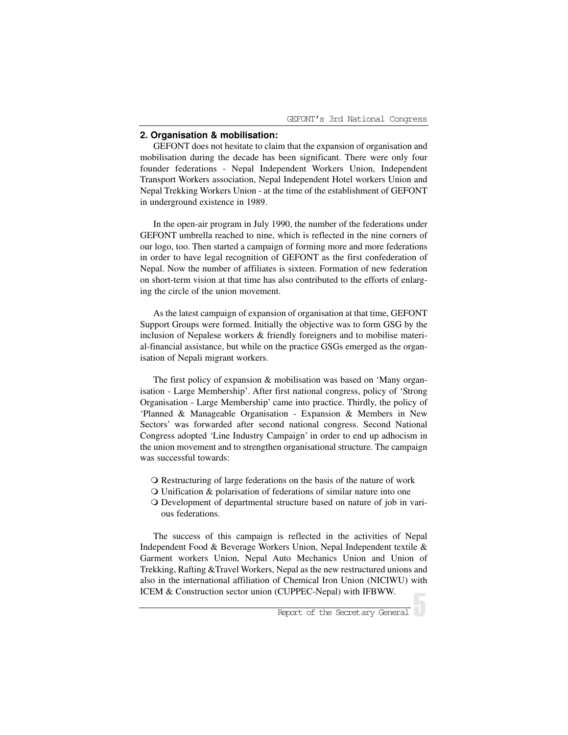## 2. Organisation & mobilisation:

GEFONT does not hesitate to claim that the expansion of organisation and mobilisation during the decade has been significant. There were only four founder federations - Nepal Independent Workers Union, Independent Transport Workers association, Nepal Independent Hotel workers Union and Nepal Trekking Workers Union - at the time of the establishment of GEFONT in underground existence in 1989.

In the open-air program in July 1990, the number of the federations under GEFONT umbrella reached to nine, which is reflected in the nine corners of our logo, too. Then started a campaign of forming more and more federations in order to have legal recognition of GEFONT as the first confederation of Nepal. Now the number of affiliates is sixteen. Formation of new federation on short-term vision at that time has also contributed to the efforts of enlarging the circle of the union movement.

As the latest campaign of expansion of organisation at that time, GEFONT Support Groups were formed. Initially the objective was to form GSG by the inclusion of Nepalese workers & friendly foreigners and to mobilise material-financial assistance, but while on the practice GSGs emerged as the organisation of Nepali migrant workers.

The first policy of expansion & mobilisation was based on 'Many organisation - Large Membership'. After first national congress, policy of 'Strong Organisation - Large Membership' came into practice. Thirdly, the policy of 'Planned & Manageable Organisation - Expansion & Members in New Sectors' was forwarded after second national congress. Second National Congress adopted 'Line Industry Campaign' in order to end up adhocism in the union movement and to strengthen organisational structure. The campaign was successful towards:

- Restructuring of large federations on the basis of the nature of work
- Unification & polarisation of federations of similar nature into one
- Development of departmental structure based on nature of job in various federations.

The success of this campaign is reflected in the activities of Nepal Independent Food & Beverage Workers Union, Nepal Independent textile & Garment workers Union, Nepal Auto Mechanics Union and Union of Trekking, Rafting &Travel Workers, Nepal as the new restructured unions and also in the international affiliation of Chemical Iron Union (NICIWU) with ICEM & Construction sector union (CUPPEC-Nepal) with IFBWW.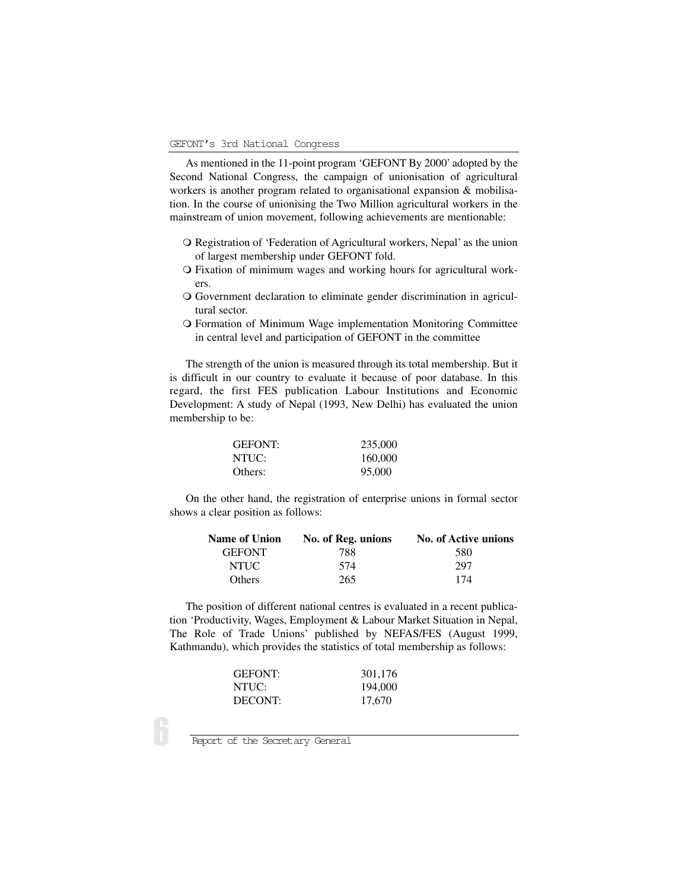As mentioned in the 11-point program 'GEFONT By 2000' adopted by the Second National Congress, the campaign of unionisation of agricultural workers is another program related to organisational expansion & mobilisation. In the course of unionising the Two Million agricultural workers in the mainstream of union movement, following achievements are mentionable:

- Registration of 'Federation of Agricultural workers, Nepal' as the union of largest membership under GEFONT fold.
- Fixation of minimum wages and working hours for agricultural workers.
- Government declaration to eliminate gender discrimination in agricultural sector.
- Formation of Minimum Wage implementation Monitoring Committee in central level and participation of GEFONT in the committee

The strength of the union is measured through its total membership. But it is difficult in our country to evaluate it because of poor database. In this regard, the first FES publication Labour Institutions and Economic Development: A study of Nepal (1993, New Delhi) has evaluated the union membership to be:

| | |
|---|---|
| GEFONT: | 235,000 |
| NTUC: | 160,000 |
| Others: | 95,000 |

On the other hand, the registration of enterprise unions in formal sector shows a clear position as follows:

| Name of Union | No. of Reg. unions | No. of Active unions |
|---|---|---|
| GEFONT | 788 | 580 |
| NTUC | 574 | 297 |
| Others | 265 | 174 |

The position of different national centres is evaluated in a recent publication 'Productivity, Wages, Employment & Labour Market Situation in Nepal, The Role of Trade Unions' published by NEFAS/FES (August 1999, Kathmandu), which provides the statistics of total membership as follows:

| | |
|---|---|
| GEFONT: | 301,176 |
| NTUC: | 194,000 |
| DECONT: | 17,670 |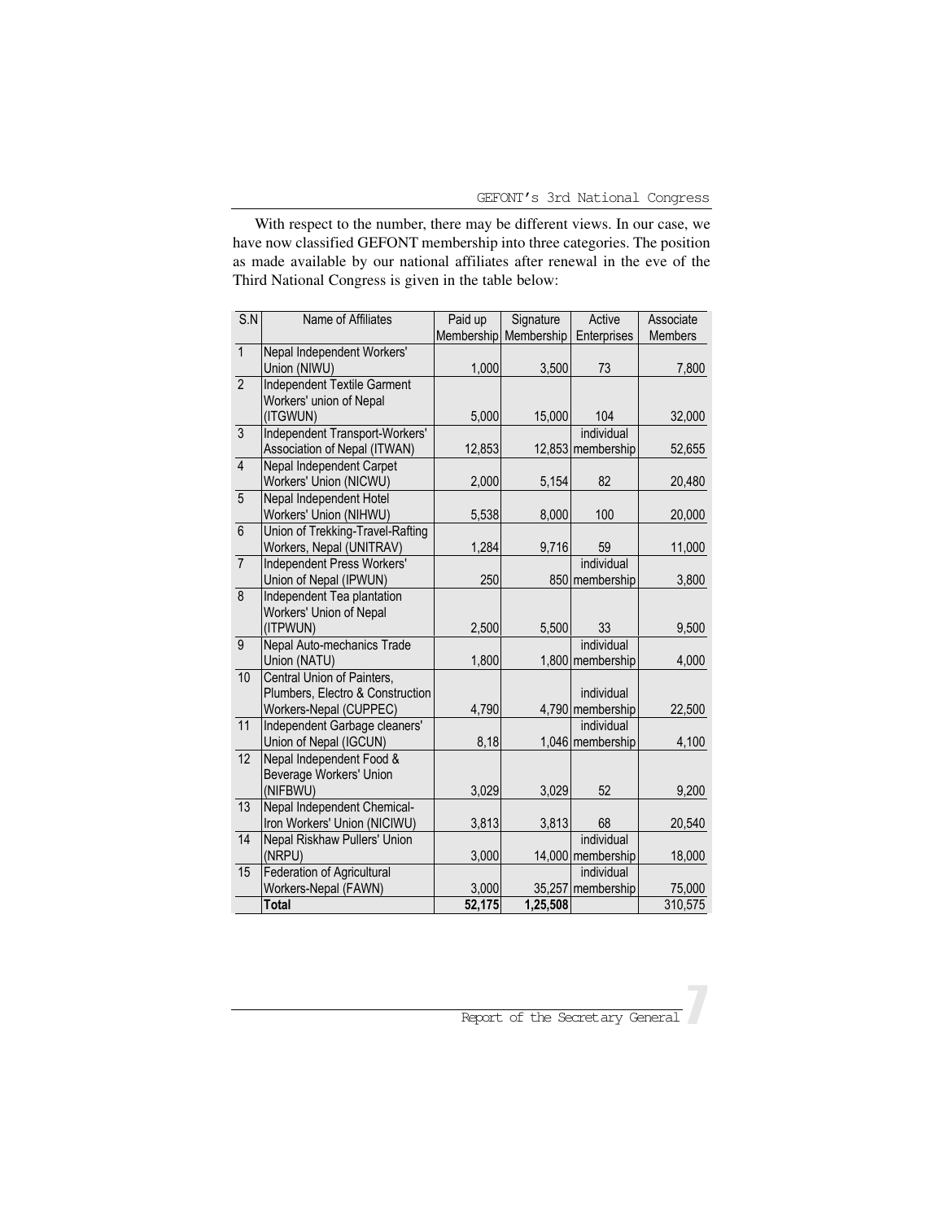With respect to the number, there may be different views. In our case, we have now classified GEFONT membership into three categories. The position as made available by our national affiliates after renewal in the eve of the Third National Congress is given in the table below:

| S.N | Name of Affiliates | Paid up Membership | Signature Membership | Active Enterprises | Associate Members |
|---|---|---|---|---|---|
| 1 | Nepal Independent Workers' Union (NIWU) | 1,000 | 3,500 | 73 | 7,800 |
| 2 | Independent Textile Garment Workers' union of Nepal (ITGWUN) | 5,000 | 15,000 | 104 | 32,000 |
| 3 | Independent Transport-Workers' Association of Nepal (ITWAN) | 12,853 | 12,853 | individual membership | 52,655 |
| 4 | Nepal Independent Carpet Workers' Union (NICWU) | 2,000 | 5,154 | 82 | 20,480 |
| 5 | Nepal Independent Hotel Workers' Union (NIHWU) | 5,538 | 8,000 | 100 | 20,000 |
| 6 | Union of Trekking-Travel-Rafting Workers, Nepal (UNITRAV) | 1,284 | 9,716 | 59 | 11,000 |
| 7 | Independent Press Workers' Union of Nepal (IPWUN) | 250 | 850 | individual membership | 3,800 |
| 8 | Independent Tea plantation Workers' Union of Nepal (ITPWUN) | 2,500 | 5,500 | 33 | 9,500 |
| 9 | Nepal Auto-mechanics Trade Union (NATU) | 1,800 | 1,800 | individual membership | 4,000 |
| 10 | Central Union of Painters, Plumbers, Electro & Construction Workers-Nepal (CUPPEC) | 4,790 | 4,790 | individual membership | 22,500 |
| 11 | Independent Garbage cleaners' Union of Nepal (IGCUN) | 8,18 | 1,046 | individual membership | 4,100 |
| 12 | Nepal Independent Food & Beverage Workers' Union (NIFBWU) | 3,029 | 3,029 | 52 | 9,200 |
| 13 | Nepal Independent Chemical-Iron Workers' Union (NICIWU) | 3,813 | 3,813 | 68 | 20,540 |
| 14 | Nepal Riskhaw Pullers' Union (NRPU) | 3,000 | 14,000 | individual membership | 18,000 |
| 15 | Federation of Agricultural Workers-Nepal (FAWN) | 3,000 | 35,257 | individual membership | 75,000 |
| | **Total** | **52,175** | **1,25,508** | | 310,575 |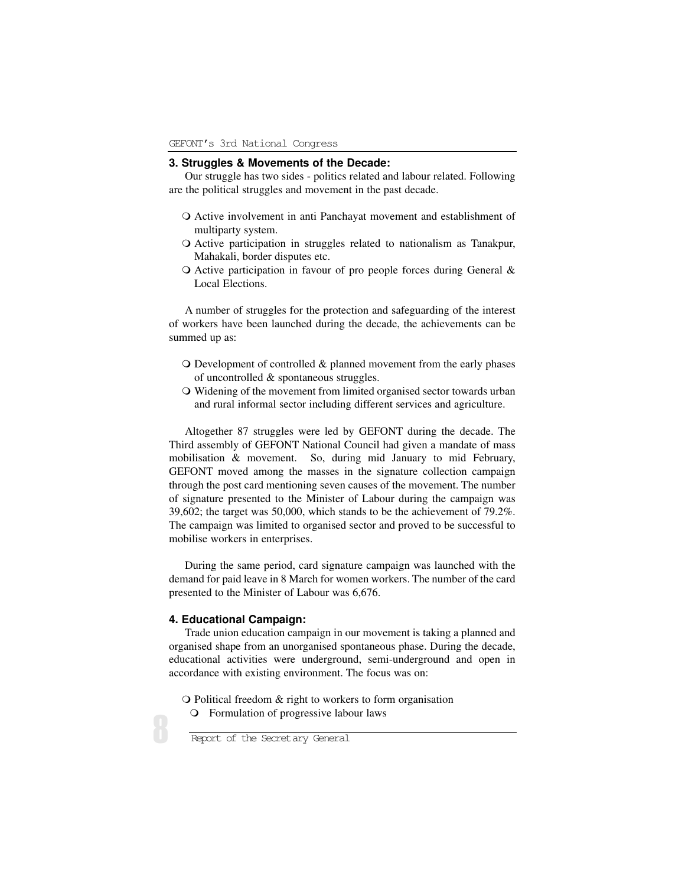### 3. Struggles & Movements of the Decade:

Our struggle has two sides - politics related and labour related. Following are the political struggles and movement in the past decade.

- Active involvement in anti Panchayat movement and establishment of multiparty system.
- Active participation in struggles related to nationalism as Tanakpur, Mahakali, border disputes etc.
- Active participation in favour of pro people forces during General & Local Elections.

A number of struggles for the protection and safeguarding of the interest of workers have been launched during the decade, the achievements can be summed up as:

- Development of controlled & planned movement from the early phases of uncontrolled & spontaneous struggles.
- Widening of the movement from limited organised sector towards urban and rural informal sector including different services and agriculture.

Altogether 87 struggles were led by GEFONT during the decade. The Third assembly of GEFONT National Council had given a mandate of mass mobilisation & movement. So, during mid January to mid February, GEFONT moved among the masses in the signature collection campaign through the post card mentioning seven causes of the movement. The number of signature presented to the Minister of Labour during the campaign was 39,602; the target was 50,000, which stands to be the achievement of 79.2%. The campaign was limited to organised sector and proved to be successful to mobilise workers in enterprises.

During the same period, card signature campaign was launched with the demand for paid leave in 8 March for women workers. The number of the card presented to the Minister of Labour was 6,676.

### 4. Educational Campaign:

Trade union education campaign in our movement is taking a planned and organised shape from an unorganised spontaneous phase. During the decade, educational activities were underground, semi-underground and open in accordance with existing environment. The focus was on:

- Political freedom & right to workers to form organisation
- Formulation of progressive labour laws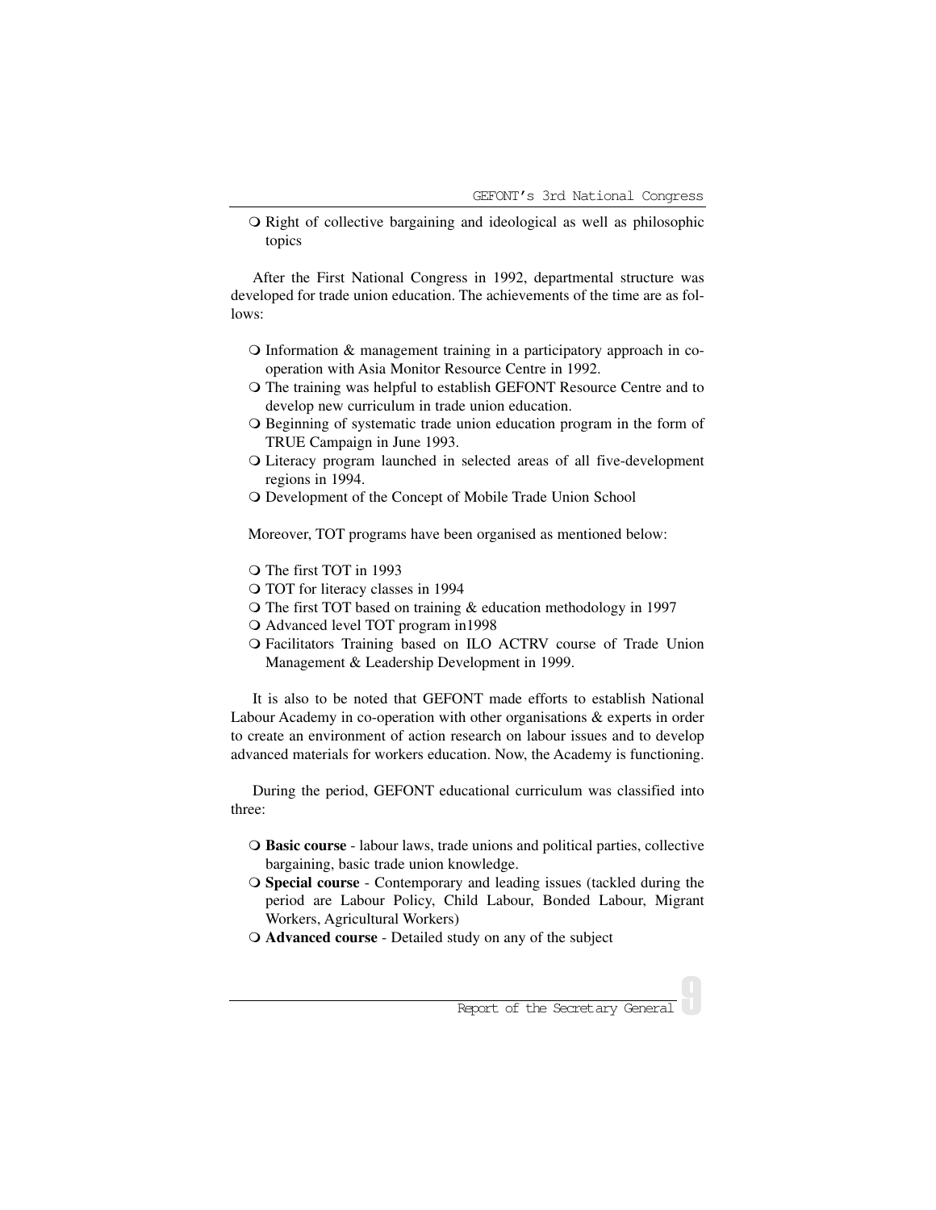- Right of collective bargaining and ideological as well as philosophic topics

After the First National Congress in 1992, departmental structure was developed for trade union education. The achievements of the time are as follows:

- Information & management training in a participatory approach in co-operation with Asia Monitor Resource Centre in 1992.
- The training was helpful to establish GEFONT Resource Centre and to develop new curriculum in trade union education.
- Beginning of systematic trade union education program in the form of TRUE Campaign in June 1993.
- Literacy program launched in selected areas of all five-development regions in 1994.
- Development of the Concept of Mobile Trade Union School

Moreover, TOT programs have been organised as mentioned below:

- The first TOT in 1993
- TOT for literacy classes in 1994
- The first TOT based on training & education methodology in 1997
- Advanced level TOT program in1998
- Facilitators Training based on ILO ACTRV course of Trade Union Management & Leadership Development in 1999.

It is also to be noted that GEFONT made efforts to establish National Labour Academy in co-operation with other organisations & experts in order to create an environment of action research on labour issues and to develop advanced materials for workers education. Now, the Academy is functioning.

During the period, GEFONT educational curriculum was classified into three:

- **Basic course** - labour laws, trade unions and political parties, collective bargaining, basic trade union knowledge.
- **Special course** - Contemporary and leading issues (tackled during the period are Labour Policy, Child Labour, Bonded Labour, Migrant Workers, Agricultural Workers)
- **Advanced course** - Detailed study on any of the subject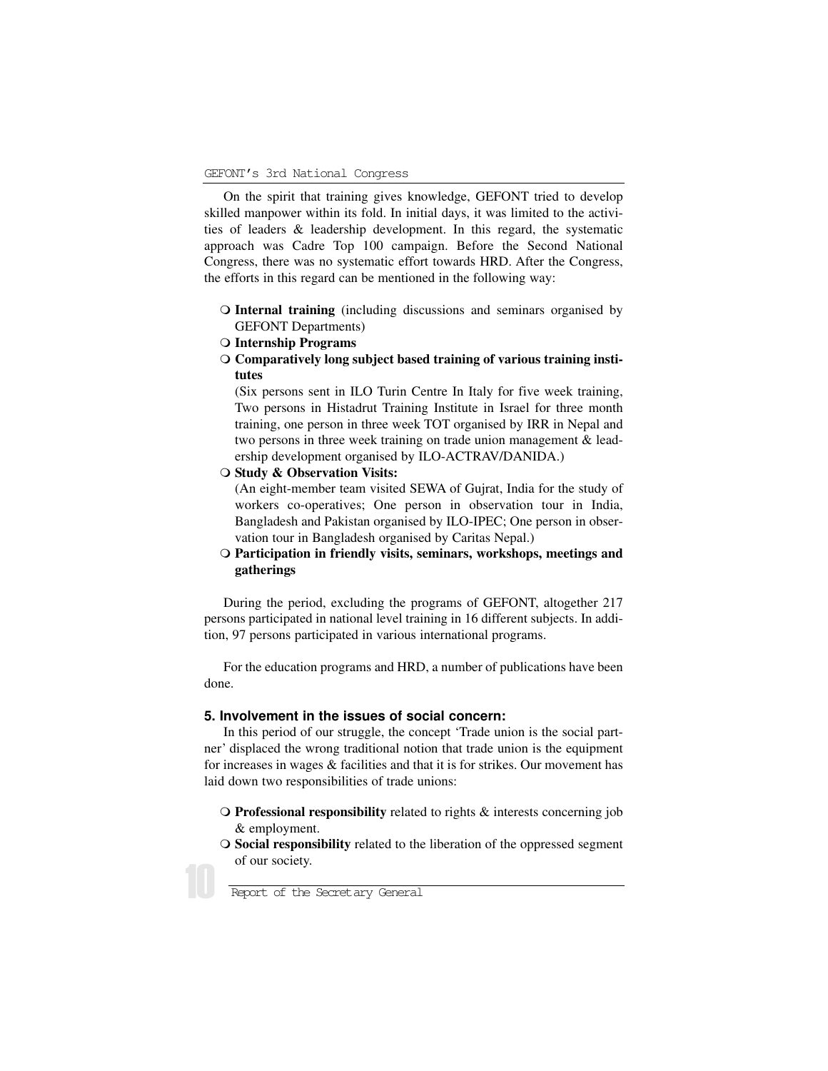On the spirit that training gives knowledge, GEFONT tried to develop skilled manpower within its fold. In initial days, it was limited to the activities of leaders & leadership development. In this regard, the systematic approach was Cadre Top 100 campaign. Before the Second National Congress, there was no systematic effort towards HRD. After the Congress, the efforts in this regard can be mentioned in the following way:

- **Internal training** (including discussions and seminars organised by GEFONT Departments)
- **Internship Programs**
- **Comparatively long subject based training of various training institutes**

  (Six persons sent in ILO Turin Centre In Italy for five week training, Two persons in Histadrut Training Institute in Israel for three month training, one person in three week TOT organised by IRR in Nepal and two persons in three week training on trade union management & leadership development organised by ILO-ACTRAV/DANIDA.)
- **Study & Observation Visits:**

  (An eight-member team visited SEWA of Gujrat, India for the study of workers co-operatives; One person in observation tour in India, Bangladesh and Pakistan organised by ILO-IPEC; One person in observation tour in Bangladesh organised by Caritas Nepal.)
- **Participation in friendly visits, seminars, workshops, meetings and gatherings**

During the period, excluding the programs of GEFONT, altogether 217 persons participated in national level training in 16 different subjects. In addition, 97 persons participated in various international programs.

For the education programs and HRD, a number of publications have been done.

### 5. Involvement in the issues of social concern:

In this period of our struggle, the concept 'Trade union is the social partner' displaced the wrong traditional notion that trade union is the equipment for increases in wages & facilities and that it is for strikes. Our movement has laid down two responsibilities of trade unions:

- **Professional responsibility** related to rights & interests concerning job & employment.
- **Social responsibility** related to the liberation of the oppressed segment of our society.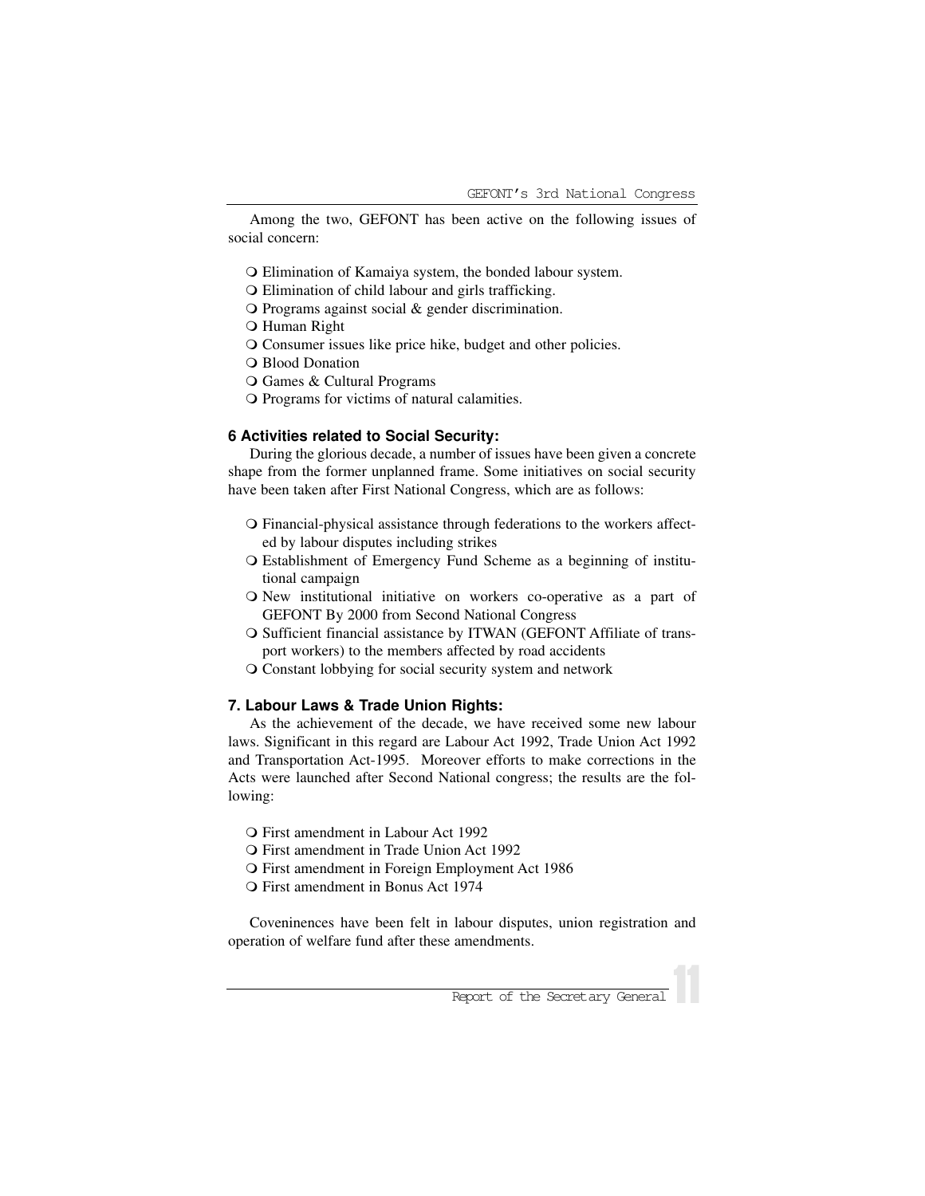Among the two, GEFONT has been active on the following issues of social concern:

- Elimination of Kamaiya system, the bonded labour system.
- Elimination of child labour and girls trafficking.
- Programs against social & gender discrimination.
- Human Right
- Consumer issues like price hike, budget and other policies.
- Blood Donation
- Games & Cultural Programs
- Programs for victims of natural calamities.

### 6 Activities related to Social Security:

During the glorious decade, a number of issues have been given a concrete shape from the former unplanned frame. Some initiatives on social security have been taken after First National Congress, which are as follows:

- Financial-physical assistance through federations to the workers affected by labour disputes including strikes
- Establishment of Emergency Fund Scheme as a beginning of institutional campaign
- New institutional initiative on workers co-operative as a part of GEFONT By 2000 from Second National Congress
- Sufficient financial assistance by ITWAN (GEFONT Affiliate of transport workers) to the members affected by road accidents
- Constant lobbying for social security system and network

### 7. Labour Laws & Trade Union Rights:

As the achievement of the decade, we have received some new labour laws. Significant in this regard are Labour Act 1992, Trade Union Act 1992 and Transportation Act-1995. Moreover efforts to make corrections in the Acts were launched after Second National congress; the results are the following:

- First amendment in Labour Act 1992
- First amendment in Trade Union Act 1992
- First amendment in Foreign Employment Act 1986
- First amendment in Bonus Act 1974

Coveninences have been felt in labour disputes, union registration and operation of welfare fund after these amendments.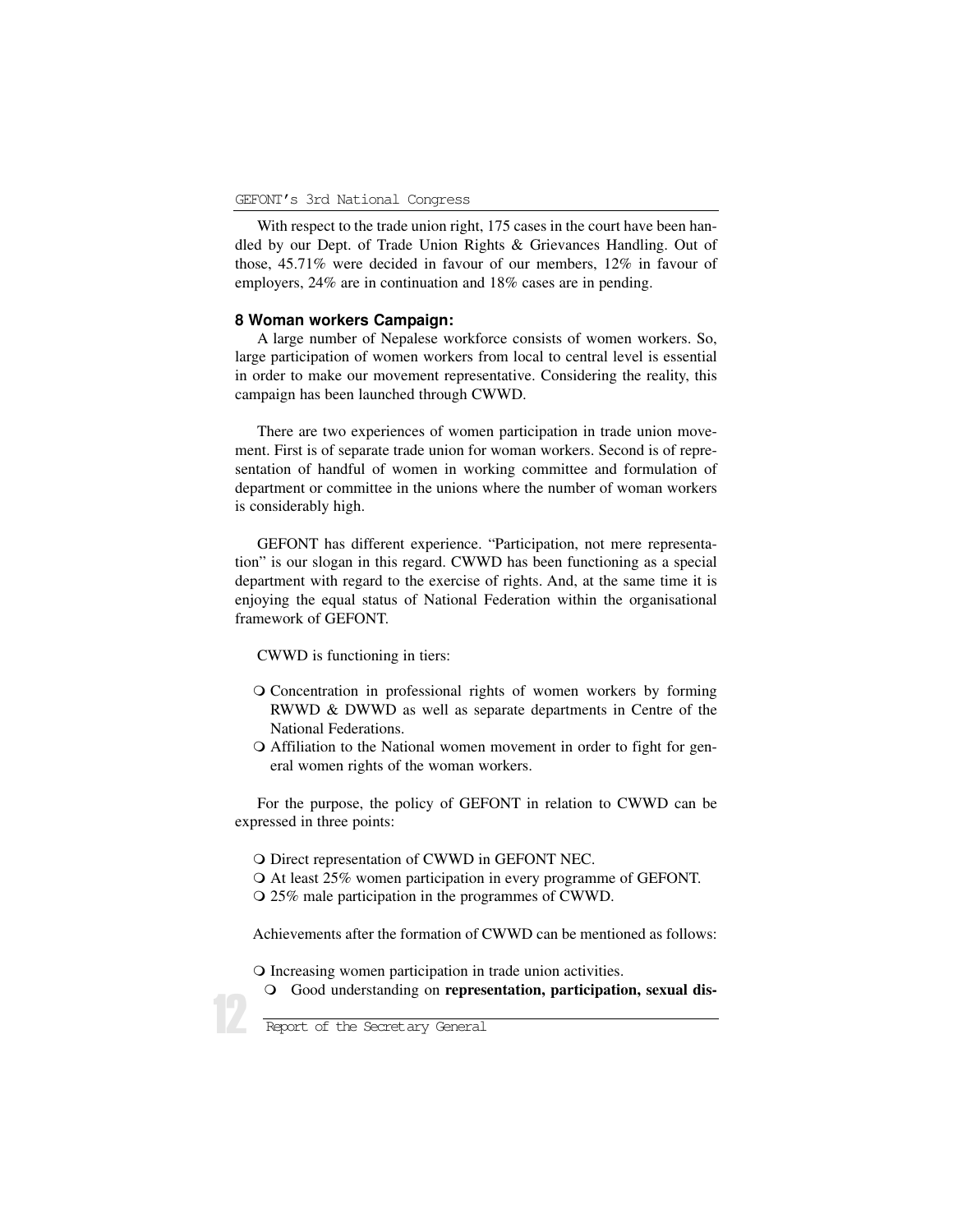With respect to the trade union right, 175 cases in the court have been handled by our Dept. of Trade Union Rights & Grievances Handling. Out of those, 45.71% were decided in favour of our members, 12% in favour of employers, 24% are in continuation and 18% cases are in pending.

### 8 Woman workers Campaign:

A large number of Nepalese workforce consists of women workers. So, large participation of women workers from local to central level is essential in order to make our movement representative. Considering the reality, this campaign has been launched through CWWD.

There are two experiences of women participation in trade union movement. First is of separate trade union for woman workers. Second is of representation of handful of women in working committee and formulation of department or committee in the unions where the number of woman workers is considerably high.

GEFONT has different experience. "Participation, not mere representation" is our slogan in this regard. CWWD has been functioning as a special department with regard to the exercise of rights. And, at the same time it is enjoying the equal status of National Federation within the organisational framework of GEFONT.

CWWD is functioning in tiers:

- Concentration in professional rights of women workers by forming RWWD & DWWD as well as separate departments in Centre of the National Federations.
- Affiliation to the National women movement in order to fight for general women rights of the woman workers.

For the purpose, the policy of GEFONT in relation to CWWD can be expressed in three points:

- Direct representation of CWWD in GEFONT NEC.
- At least 25% women participation in every programme of GEFONT.
- 25% male participation in the programmes of CWWD.

Achievements after the formation of CWWD can be mentioned as follows:

- Increasing women participation in trade union activities.
- Good understanding on **representation, participation, sexual dis-**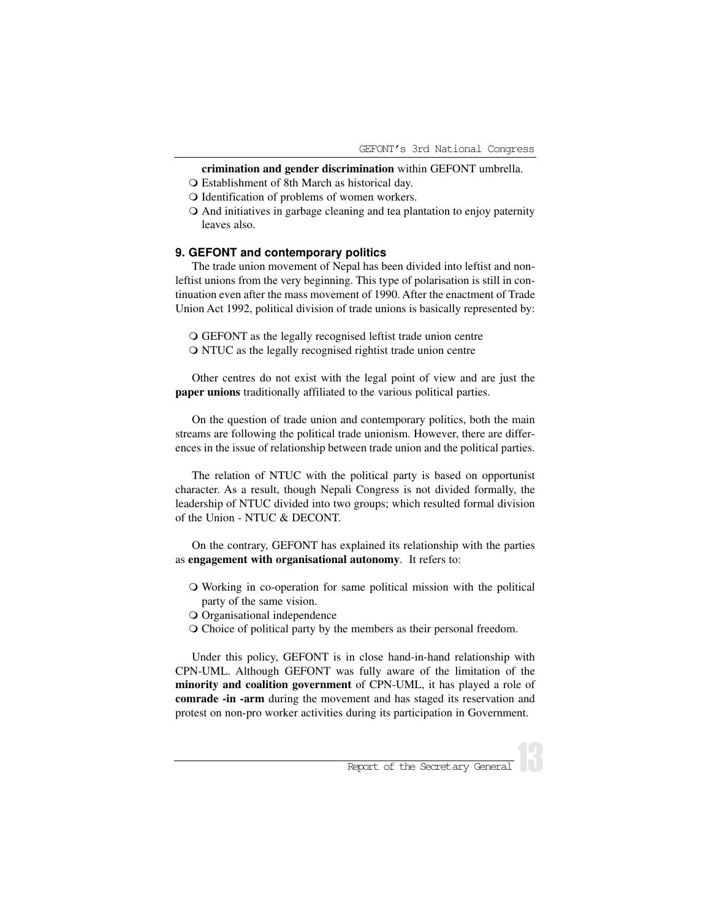**crimination and gender discrimination** within GEFONT umbrella.

- Establishment of 8th March as historical day.
- Identification of problems of women workers.
- And initiatives in garbage cleaning and tea plantation to enjoy paternity leaves also.

### 9. GEFONT and contemporary politics

The trade union movement of Nepal has been divided into leftist and non-leftist unions from the very beginning. This type of polarisation is still in continuation even after the mass movement of 1990. After the enactment of Trade Union Act 1992, political division of trade unions is basically represented by:

- GEFONT as the legally recognised leftist trade union centre
- NTUC as the legally recognised rightist trade union centre

Other centres do not exist with the legal point of view and are just the **paper unions** traditionally affiliated to the various political parties.

On the question of trade union and contemporary politics, both the main streams are following the political trade unionism. However, there are differences in the issue of relationship between trade union and the political parties.

The relation of NTUC with the political party is based on opportunist character. As a result, though Nepali Congress is not divided formally, the leadership of NTUC divided into two groups; which resulted formal division of the Union - NTUC & DECONT.

On the contrary, GEFONT has explained its relationship with the parties as **engagement with organisational autonomy**. It refers to:

- Working in co-operation for same political mission with the political party of the same vision.
- Organisational independence
- Choice of political party by the members as their personal freedom.

Under this policy, GEFONT is in close hand-in-hand relationship with CPN-UML. Although GEFONT was fully aware of the limitation of the **minority and coalition government** of CPN-UML, it has played a role of **comrade -in -arm** during the movement and has staged its reservation and protest on non-pro worker activities during its participation in Government.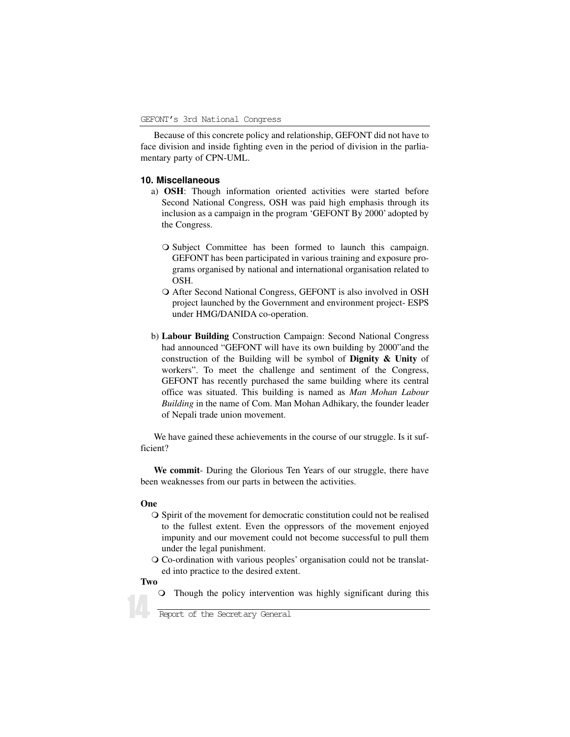Because of this concrete policy and relationship, GEFONT did not have to face division and inside fighting even in the period of division in the parliamentary party of CPN-UML.

### 10. Miscellaneous

a) **OSH**: Though information oriented activities were started before Second National Congress, OSH was paid high emphasis through its inclusion as a campaign in the program 'GEFONT By 2000' adopted by the Congress.

   - Subject Committee has been formed to launch this campaign. GEFONT has been participated in various training and exposure programs organised by national and international organisation related to OSH.
   - After Second National Congress, GEFONT is also involved in OSH project launched by the Government and environment project- ESPS under HMG/DANIDA co-operation.

b) **Labour Building** Construction Campaign: Second National Congress had announced "GEFONT will have its own building by 2000"and the construction of the Building will be symbol of **Dignity & Unity** of workers". To meet the challenge and sentiment of the Congress, GEFONT has recently purchased the same building where its central office was situated. This building is named as *Man Mohan Labour Building* in the name of Com. Man Mohan Adhikary, the founder leader of Nepali trade union movement.

We have gained these achievements in the course of our struggle. Is it sufficient?

**We commit**- During the Glorious Ten Years of our struggle, there have been weaknesses from our parts in between the activities.

**One**

- Spirit of the movement for democratic constitution could not be realised to the fullest extent. Even the oppressors of the movement enjoyed impunity and our movement could not become successful to pull them under the legal punishment.
- Co-ordination with various peoples' organisation could not be translated into practice to the desired extent.

**Two**

- Though the policy intervention was highly significant during this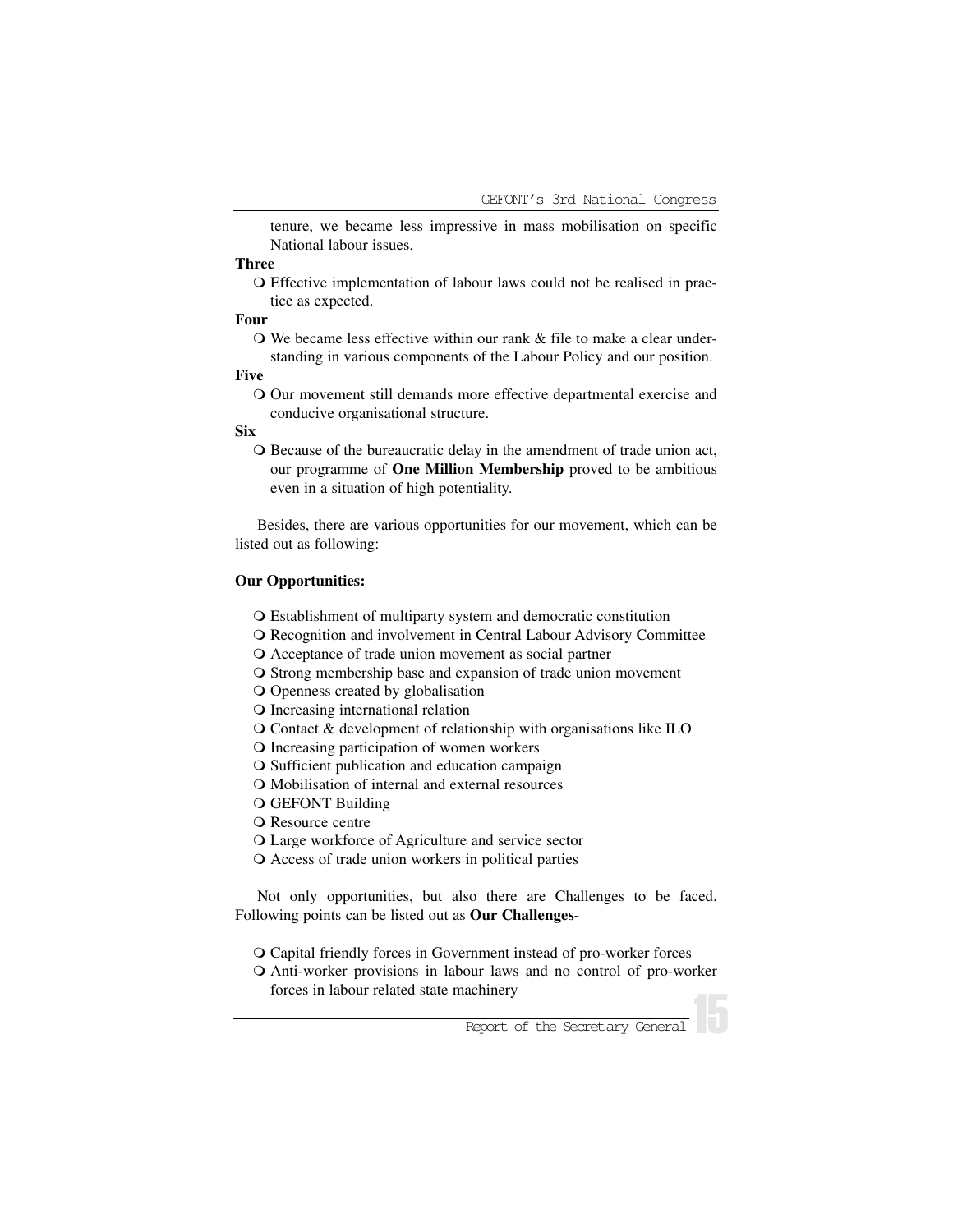tenure, we became less impressive in mass mobilisation on specific National labour issues.

**Three**

- Effective implementation of labour laws could not be realised in practice as expected.

**Four**

- We became less effective within our rank & file to make a clear understanding in various components of the Labour Policy and our position.

**Five**

- Our movement still demands more effective departmental exercise and conducive organisational structure.

**Six**

- Because of the bureaucratic delay in the amendment of trade union act, our programme of **One Million Membership** proved to be ambitious even in a situation of high potentiality.

Besides, there are various opportunities for our movement, which can be listed out as following:

**Our Opportunities:**

- Establishment of multiparty system and democratic constitution
- Recognition and involvement in Central Labour Advisory Committee
- Acceptance of trade union movement as social partner
- Strong membership base and expansion of trade union movement
- Openness created by globalisation
- Increasing international relation
- Contact & development of relationship with organisations like ILO
- Increasing participation of women workers
- Sufficient publication and education campaign
- Mobilisation of internal and external resources
- GEFONT Building
- Resource centre
- Large workforce of Agriculture and service sector
- Access of trade union workers in political parties

Not only opportunities, but also there are Challenges to be faced. Following points can be listed out as **Our Challenges**-

- Capital friendly forces in Government instead of pro-worker forces
- Anti-worker provisions in labour laws and no control of pro-worker forces in labour related state machinery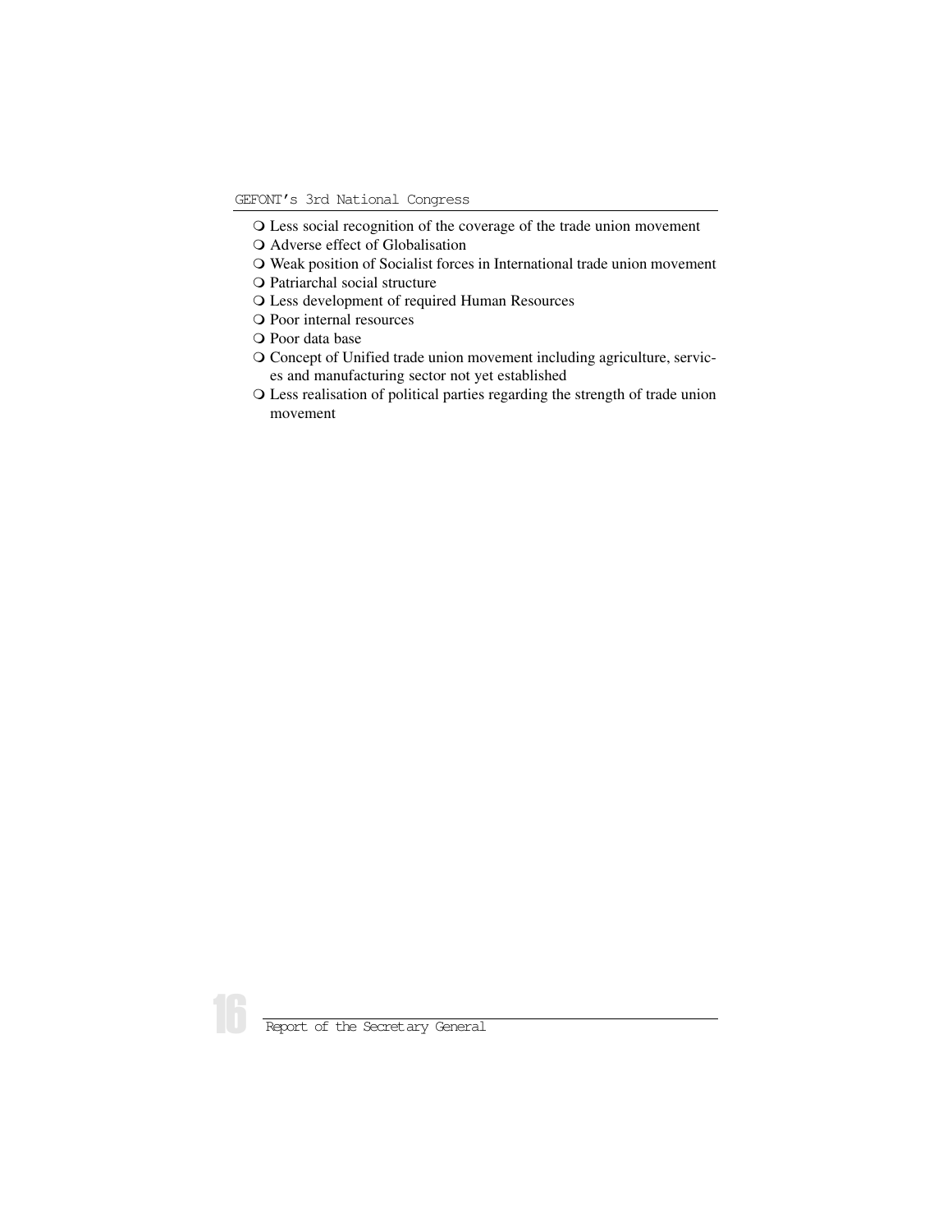- Less social recognition of the coverage of the trade union movement
- Adverse effect of Globalisation
- Weak position of Socialist forces in International trade union movement
- Patriarchal social structure
- Less development of required Human Resources
- Poor internal resources
- Poor data base
- Concept of Unified trade union movement including agriculture, services and manufacturing sector not yet established
- Less realisation of political parties regarding the strength of trade union movement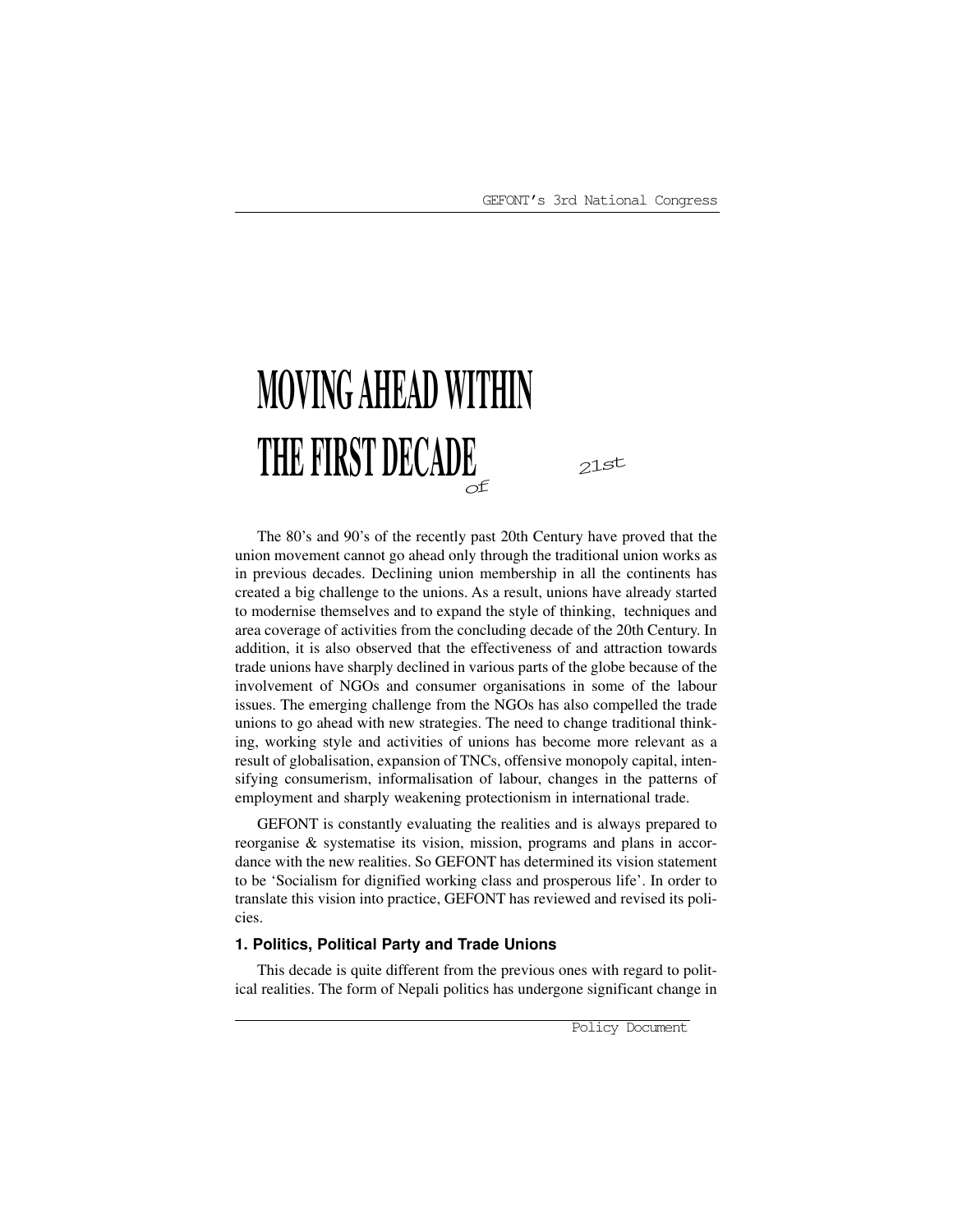# MOVING AHEAD WITHIN THE FIRST DECADE of 21st

The 80's and 90's of the recently past 20th Century have proved that the union movement cannot go ahead only through the traditional union works as in previous decades. Declining union membership in all the continents has created a big challenge to the unions. As a result, unions have already started to modernise themselves and to expand the style of thinking, techniques and area coverage of activities from the concluding decade of the 20th Century. In addition, it is also observed that the effectiveness of and attraction towards trade unions have sharply declined in various parts of the globe because of the involvement of NGOs and consumer organisations in some of the labour issues. The emerging challenge from the NGOs has also compelled the trade unions to go ahead with new strategies. The need to change traditional thinking, working style and activities of unions has become more relevant as a result of globalisation, expansion of TNCs, offensive monopoly capital, intensifying consumerism, informalisation of labour, changes in the patterns of employment and sharply weakening protectionism in international trade.

GEFONT is constantly evaluating the realities and is always prepared to reorganise & systematise its vision, mission, programs and plans in accordance with the new realities. So GEFONT has determined its vision statement to be 'Socialism for dignified working class and prosperous life'. In order to translate this vision into practice, GEFONT has reviewed and revised its policies.

### 1. Politics, Political Party and Trade Unions

This decade is quite different from the previous ones with regard to political realities. The form of Nepali politics has undergone significant change in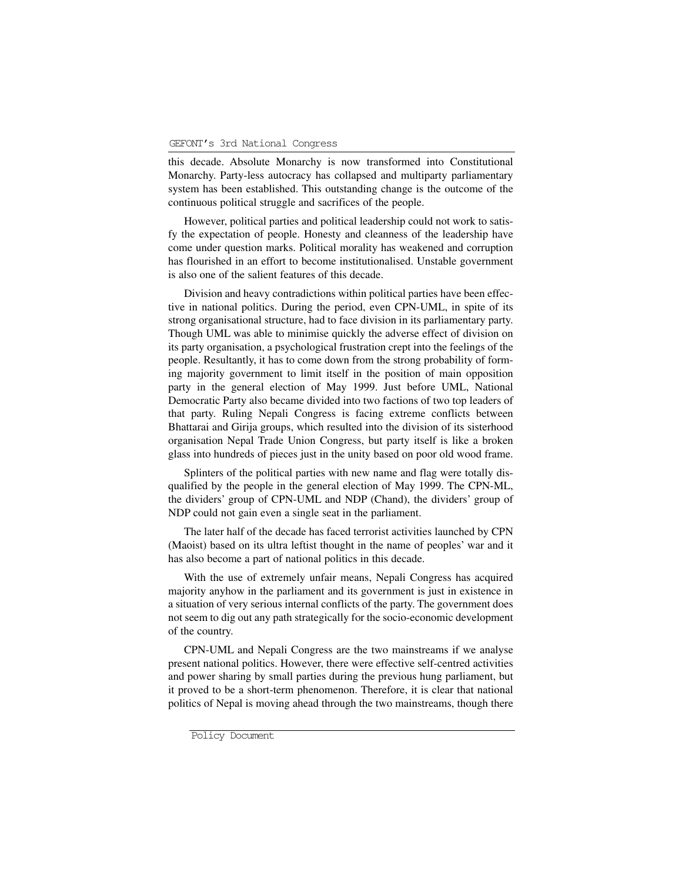this decade. Absolute Monarchy is now transformed into Constitutional Monarchy. Party-less autocracy has collapsed and multiparty parliamentary system has been established. This outstanding change is the outcome of the continuous political struggle and sacrifices of the people.

However, political parties and political leadership could not work to satisfy the expectation of people. Honesty and cleanness of the leadership have come under question marks. Political morality has weakened and corruption has flourished in an effort to become institutionalised. Unstable government is also one of the salient features of this decade.

Division and heavy contradictions within political parties have been effective in national politics. During the period, even CPN-UML, in spite of its strong organisational structure, had to face division in its parliamentary party. Though UML was able to minimise quickly the adverse effect of division on its party organisation, a psychological frustration crept into the feelings of the people. Resultantly, it has to come down from the strong probability of forming majority government to limit itself in the position of main opposition party in the general election of May 1999. Just before UML, National Democratic Party also became divided into two factions of two top leaders of that party. Ruling Nepali Congress is facing extreme conflicts between Bhattarai and Girija groups, which resulted into the division of its sisterhood organisation Nepal Trade Union Congress, but party itself is like a broken glass into hundreds of pieces just in the unity based on poor old wood frame.

Splinters of the political parties with new name and flag were totally disqualified by the people in the general election of May 1999. The CPN-ML, the dividers' group of CPN-UML and NDP (Chand), the dividers' group of NDP could not gain even a single seat in the parliament.

The later half of the decade has faced terrorist activities launched by CPN (Maoist) based on its ultra leftist thought in the name of peoples' war and it has also become a part of national politics in this decade.

With the use of extremely unfair means, Nepali Congress has acquired majority anyhow in the parliament and its government is just in existence in a situation of very serious internal conflicts of the party. The government does not seem to dig out any path strategically for the socio-economic development of the country.

CPN-UML and Nepali Congress are the two mainstreams if we analyse present national politics. However, there were effective self-centred activities and power sharing by small parties during the previous hung parliament, but it proved to be a short-term phenomenon. Therefore, it is clear that national politics of Nepal is moving ahead through the two mainstreams, though there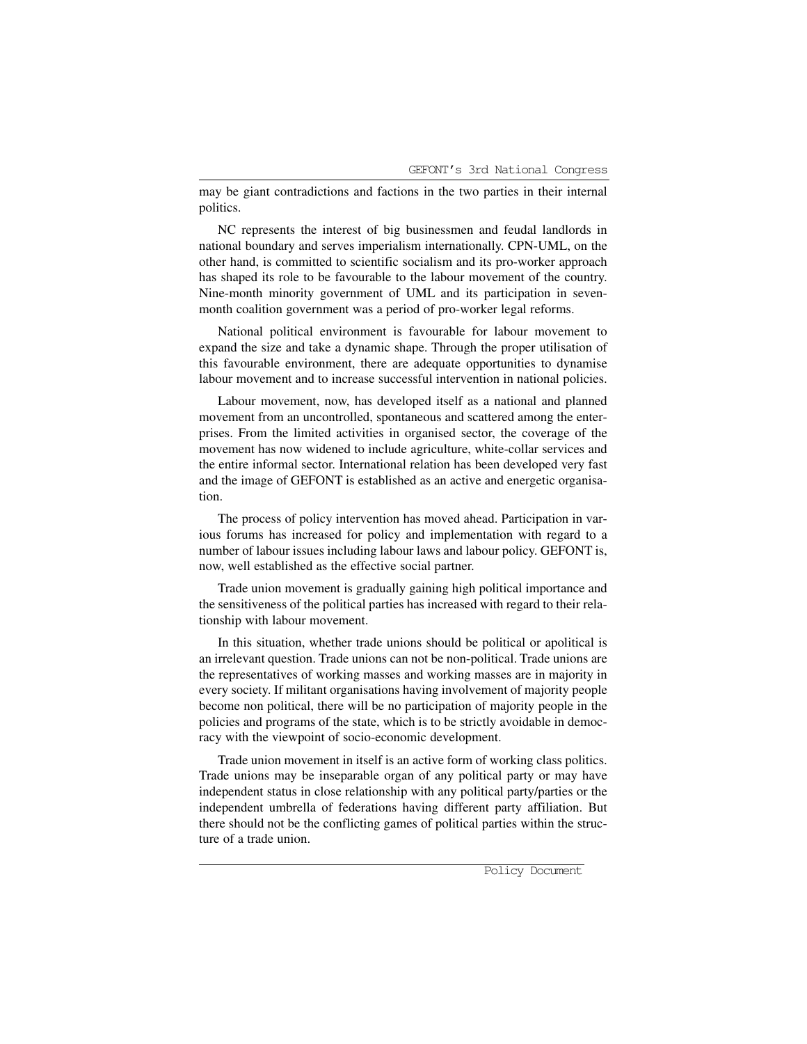may be giant contradictions and factions in the two parties in their internal politics.

NC represents the interest of big businessmen and feudal landlords in national boundary and serves imperialism internationally. CPN-UML, on the other hand, is committed to scientific socialism and its pro-worker approach has shaped its role to be favourable to the labour movement of the country. Nine-month minority government of UML and its participation in seven-month coalition government was a period of pro-worker legal reforms.

National political environment is favourable for labour movement to expand the size and take a dynamic shape. Through the proper utilisation of this favourable environment, there are adequate opportunities to dynamise labour movement and to increase successful intervention in national policies.

Labour movement, now, has developed itself as a national and planned movement from an uncontrolled, spontaneous and scattered among the enterprises. From the limited activities in organised sector, the coverage of the movement has now widened to include agriculture, white-collar services and the entire informal sector. International relation has been developed very fast and the image of GEFONT is established as an active and energetic organisation.

The process of policy intervention has moved ahead. Participation in various forums has increased for policy and implementation with regard to a number of labour issues including labour laws and labour policy. GEFONT is, now, well established as the effective social partner.

Trade union movement is gradually gaining high political importance and the sensitiveness of the political parties has increased with regard to their relationship with labour movement.

In this situation, whether trade unions should be political or apolitical is an irrelevant question. Trade unions can not be non-political. Trade unions are the representatives of working masses and working masses are in majority in every society. If militant organisations having involvement of majority people become non political, there will be no participation of majority people in the policies and programs of the state, which is to be strictly avoidable in democracy with the viewpoint of socio-economic development.

Trade union movement in itself is an active form of working class politics. Trade unions may be inseparable organ of any political party or may have independent status in close relationship with any political party/parties or the independent umbrella of federations having different party affiliation. But there should not be the conflicting games of political parties within the structure of a trade union.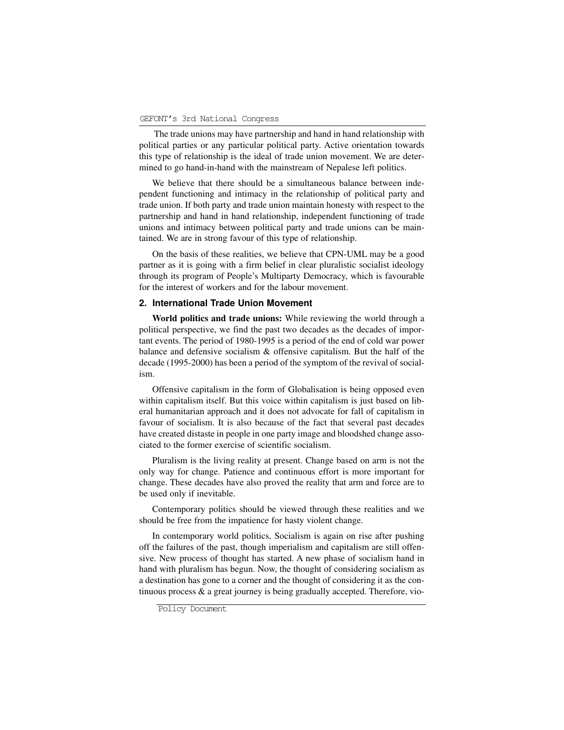The trade unions may have partnership and hand in hand relationship with political parties or any particular political party. Active orientation towards this type of relationship is the ideal of trade union movement. We are determined to go hand-in-hand with the mainstream of Nepalese left politics.

We believe that there should be a simultaneous balance between independent functioning and intimacy in the relationship of political party and trade union. If both party and trade union maintain honesty with respect to the partnership and hand in hand relationship, independent functioning of trade unions and intimacy between political party and trade unions can be maintained. We are in strong favour of this type of relationship.

On the basis of these realities, we believe that CPN-UML may be a good partner as it is going with a firm belief in clear pluralistic socialist ideology through its program of People's Multiparty Democracy, which is favourable for the interest of workers and for the labour movement.

## 2. International Trade Union Movement

**World politics and trade unions:** While reviewing the world through a political perspective, we find the past two decades as the decades of important events. The period of 1980-1995 is a period of the end of cold war power balance and defensive socialism & offensive capitalism. But the half of the decade (1995-2000) has been a period of the symptom of the revival of socialism.

Offensive capitalism in the form of Globalisation is being opposed even within capitalism itself. But this voice within capitalism is just based on liberal humanitarian approach and it does not advocate for fall of capitalism in favour of socialism. It is also because of the fact that several past decades have created distaste in people in one party image and bloodshed change associated to the former exercise of scientific socialism.

Pluralism is the living reality at present. Change based on arm is not the only way for change. Patience and continuous effort is more important for change. These decades have also proved the reality that arm and force are to be used only if inevitable.

Contemporary politics should be viewed through these realities and we should be free from the impatience for hasty violent change.

In contemporary world politics, Socialism is again on rise after pushing off the failures of the past, though imperialism and capitalism are still offensive. New process of thought has started. A new phase of socialism hand in hand with pluralism has begun. Now, the thought of considering socialism as a destination has gone to a corner and the thought of considering it as the continuous process & a great journey is being gradually accepted. Therefore, vio-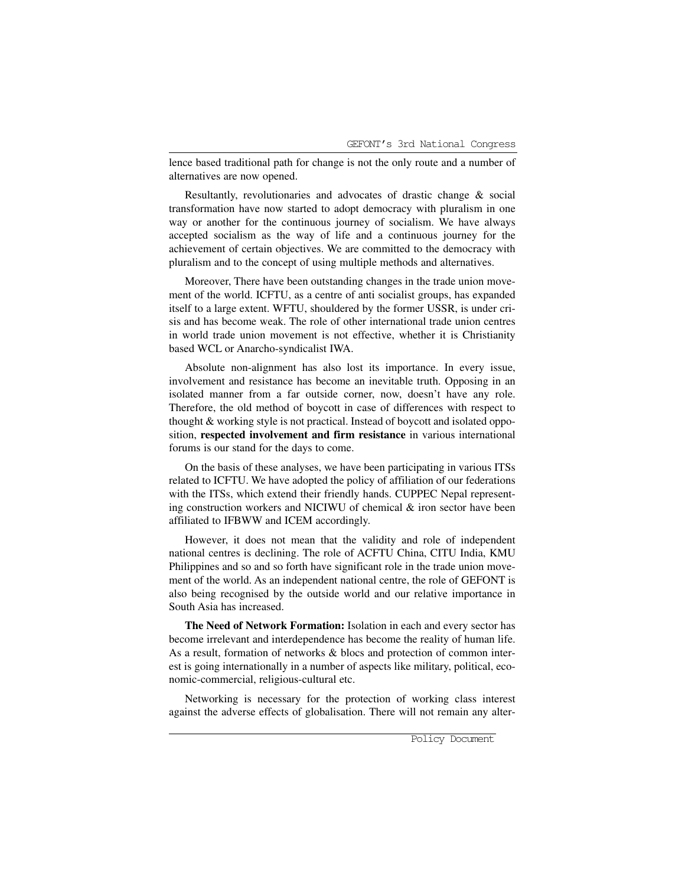lence based traditional path for change is not the only route and a number of alternatives are now opened.

Resultantly, revolutionaries and advocates of drastic change & social transformation have now started to adopt democracy with pluralism in one way or another for the continuous journey of socialism. We have always accepted socialism as the way of life and a continuous journey for the achievement of certain objectives. We are committed to the democracy with pluralism and to the concept of using multiple methods and alternatives.

Moreover, There have been outstanding changes in the trade union movement of the world. ICFTU, as a centre of anti socialist groups, has expanded itself to a large extent. WFTU, shouldered by the former USSR, is under crisis and has become weak. The role of other international trade union centres in world trade union movement is not effective, whether it is Christianity based WCL or Anarcho-syndicalist IWA.

Absolute non-alignment has also lost its importance. In every issue, involvement and resistance has become an inevitable truth. Opposing in an isolated manner from a far outside corner, now, doesn't have any role. Therefore, the old method of boycott in case of differences with respect to thought & working style is not practical. Instead of boycott and isolated opposition, **respected involvement and firm resistance** in various international forums is our stand for the days to come.

On the basis of these analyses, we have been participating in various ITSs related to ICFTU. We have adopted the policy of affiliation of our federations with the ITSs, which extend their friendly hands. CUPPEC Nepal representing construction workers and NICIWU of chemical & iron sector have been affiliated to IFBWW and ICEM accordingly.

However, it does not mean that the validity and role of independent national centres is declining. The role of ACFTU China, CITU India, KMU Philippines and so and so forth have significant role in the trade union movement of the world. As an independent national centre, the role of GEFONT is also being recognised by the outside world and our relative importance in South Asia has increased.

**The Need of Network Formation:** Isolation in each and every sector has become irrelevant and interdependence has become the reality of human life. As a result, formation of networks & blocs and protection of common interest is going internationally in a number of aspects like military, political, economic-commercial, religious-cultural etc.

Networking is necessary for the protection of working class interest against the adverse effects of globalisation. There will not remain any alter-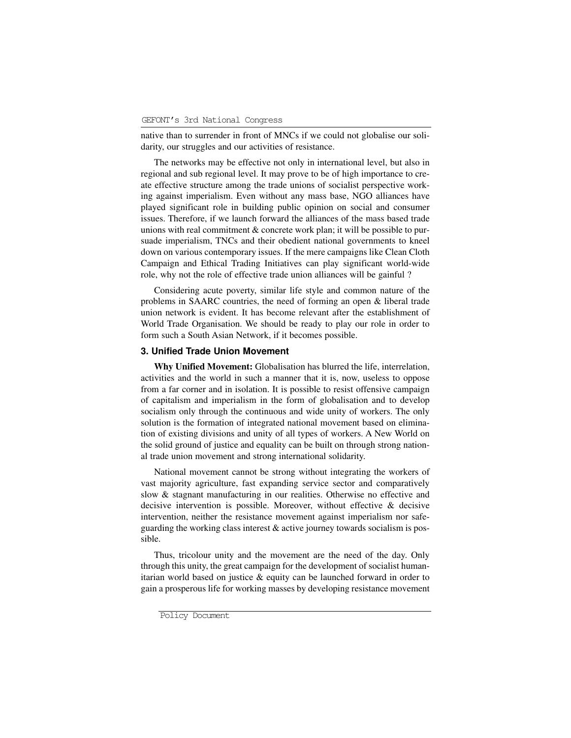native than to surrender in front of MNCs if we could not globalise our solidarity, our struggles and our activities of resistance.

The networks may be effective not only in international level, but also in regional and sub regional level. It may prove to be of high importance to create effective structure among the trade unions of socialist perspective working against imperialism. Even without any mass base, NGO alliances have played significant role in building public opinion on social and consumer issues. Therefore, if we launch forward the alliances of the mass based trade unions with real commitment & concrete work plan; it will be possible to pursuade imperialism, TNCs and their obedient national governments to kneel down on various contemporary issues. If the mere campaigns like Clean Cloth Campaign and Ethical Trading Initiatives can play significant world-wide role, why not the role of effective trade union alliances will be gainful ?

Considering acute poverty, similar life style and common nature of the problems in SAARC countries, the need of forming an open & liberal trade union network is evident. It has become relevant after the establishment of World Trade Organisation. We should be ready to play our role in order to form such a South Asian Network, if it becomes possible.

### 3. Unified Trade Union Movement

**Why Unified Movement:** Globalisation has blurred the life, interrelation, activities and the world in such a manner that it is, now, useless to oppose from a far corner and in isolation. It is possible to resist offensive campaign of capitalism and imperialism in the form of globalisation and to develop socialism only through the continuous and wide unity of workers. The only solution is the formation of integrated national movement based on elimination of existing divisions and unity of all types of workers. A New World on the solid ground of justice and equality can be built on through strong national trade union movement and strong international solidarity.

National movement cannot be strong without integrating the workers of vast majority agriculture, fast expanding service sector and comparatively slow & stagnant manufacturing in our realities. Otherwise no effective and decisive intervention is possible. Moreover, without effective & decisive intervention, neither the resistance movement against imperialism nor safeguarding the working class interest & active journey towards socialism is possible.

Thus, tricolour unity and the movement are the need of the day. Only through this unity, the great campaign for the development of socialist humanitarian world based on justice & equity can be launched forward in order to gain a prosperous life for working masses by developing resistance movement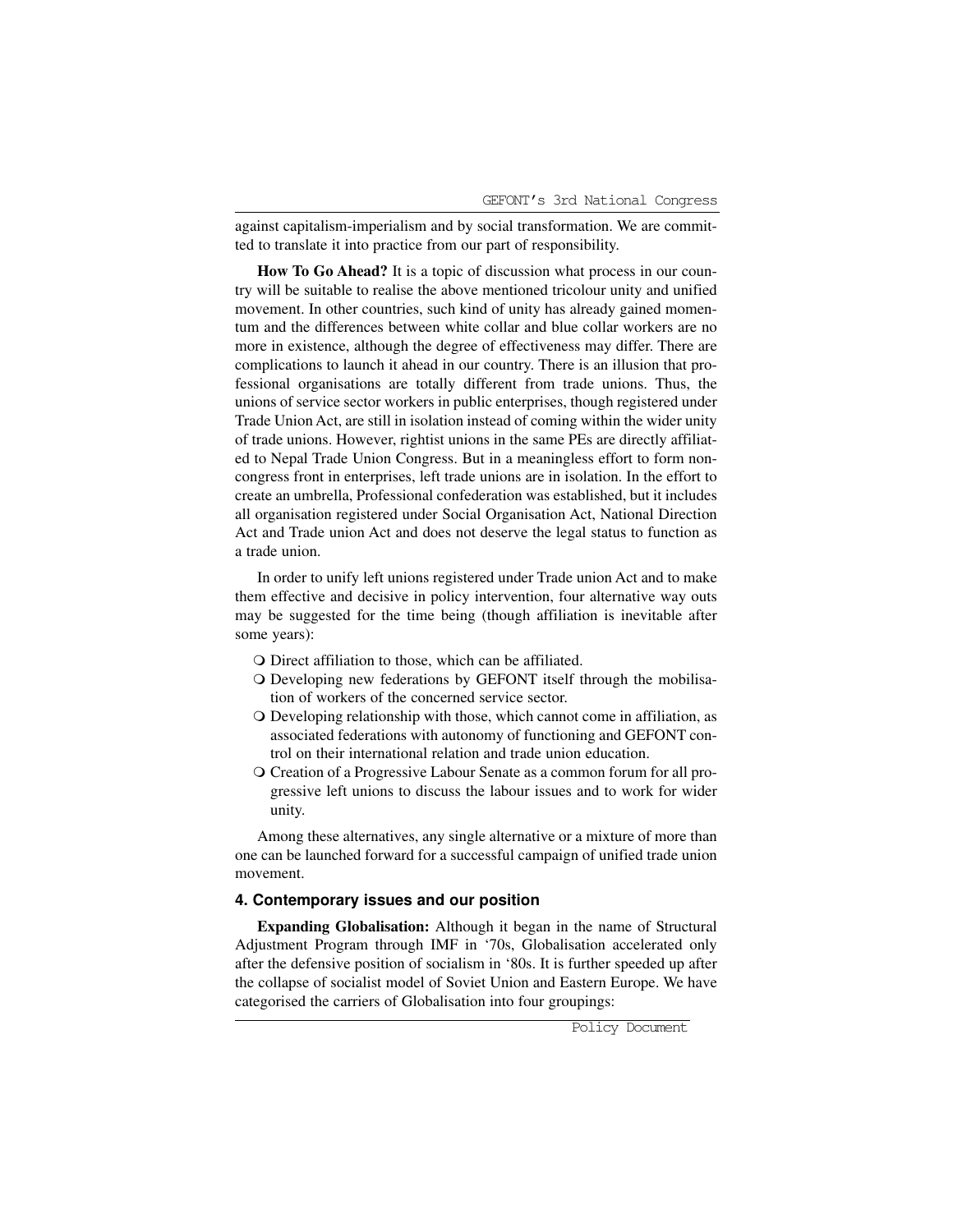against capitalism-imperialism and by social transformation. We are committed to translate it into practice from our part of responsibility.

**How To Go Ahead?** It is a topic of discussion what process in our country will be suitable to realise the above mentioned tricolour unity and unified movement. In other countries, such kind of unity has already gained momentum and the differences between white collar and blue collar workers are no more in existence, although the degree of effectiveness may differ. There are complications to launch it ahead in our country. There is an illusion that professional organisations are totally different from trade unions. Thus, the unions of service sector workers in public enterprises, though registered under Trade Union Act, are still in isolation instead of coming within the wider unity of trade unions. However, rightist unions in the same PEs are directly affiliated to Nepal Trade Union Congress. But in a meaningless effort to form non-congress front in enterprises, left trade unions are in isolation. In the effort to create an umbrella, Professional confederation was established, but it includes all organisation registered under Social Organisation Act, National Direction Act and Trade union Act and does not deserve the legal status to function as a trade union.

In order to unify left unions registered under Trade union Act and to make them effective and decisive in policy intervention, four alternative way outs may be suggested for the time being (though affiliation is inevitable after some years):

- Direct affiliation to those, which can be affiliated.
- Developing new federations by GEFONT itself through the mobilisation of workers of the concerned service sector.
- Developing relationship with those, which cannot come in affiliation, as associated federations with autonomy of functioning and GEFONT control on their international relation and trade union education.
- Creation of a Progressive Labour Senate as a common forum for all progressive left unions to discuss the labour issues and to work for wider unity.

Among these alternatives, any single alternative or a mixture of more than one can be launched forward for a successful campaign of unified trade union movement.

## 4. Contemporary issues and our position

**Expanding Globalisation:** Although it began in the name of Structural Adjustment Program through IMF in '70s, Globalisation accelerated only after the defensive position of socialism in '80s. It is further speeded up after the collapse of socialist model of Soviet Union and Eastern Europe. We have categorised the carriers of Globalisation into four groupings: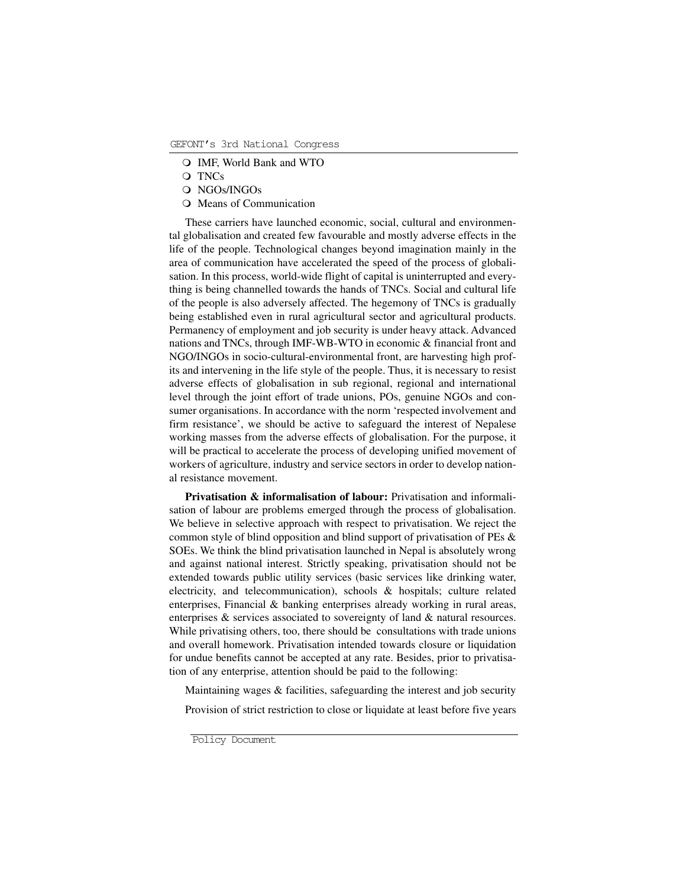- IMF, World Bank and WTO
- TNCs
- NGOs/INGOs
- Means of Communication

These carriers have launched economic, social, cultural and environmental globalisation and created few favourable and mostly adverse effects in the life of the people. Technological changes beyond imagination mainly in the area of communication have accelerated the speed of the process of globalisation. In this process, world-wide flight of capital is uninterrupted and everything is being channelled towards the hands of TNCs. Social and cultural life of the people is also adversely affected. The hegemony of TNCs is gradually being established even in rural agricultural sector and agricultural products. Permanency of employment and job security is under heavy attack. Advanced nations and TNCs, through IMF-WB-WTO in economic & financial front and NGO/INGOs in socio-cultural-environmental front, are harvesting high profits and intervening in the life style of the people. Thus, it is necessary to resist adverse effects of globalisation in sub regional, regional and international level through the joint effort of trade unions, POs, genuine NGOs and consumer organisations. In accordance with the norm 'respected involvement and firm resistance', we should be active to safeguard the interest of Nepalese working masses from the adverse effects of globalisation. For the purpose, it will be practical to accelerate the process of developing unified movement of workers of agriculture, industry and service sectors in order to develop national resistance movement.

**Privatisation & informalisation of labour:** Privatisation and informalisation of labour are problems emerged through the process of globalisation. We believe in selective approach with respect to privatisation. We reject the common style of blind opposition and blind support of privatisation of PEs & SOEs. We think the blind privatisation launched in Nepal is absolutely wrong and against national interest. Strictly speaking, privatisation should not be extended towards public utility services (basic services like drinking water, electricity, and telecommunication), schools & hospitals; culture related enterprises, Financial & banking enterprises already working in rural areas, enterprises & services associated to sovereignty of land & natural resources. While privatising others, too, there should be consultations with trade unions and overall homework. Privatisation intended towards closure or liquidation for undue benefits cannot be accepted at any rate. Besides, prior to privatisation of any enterprise, attention should be paid to the following:

Maintaining wages & facilities, safeguarding the interest and job security

Provision of strict restriction to close or liquidate at least before five years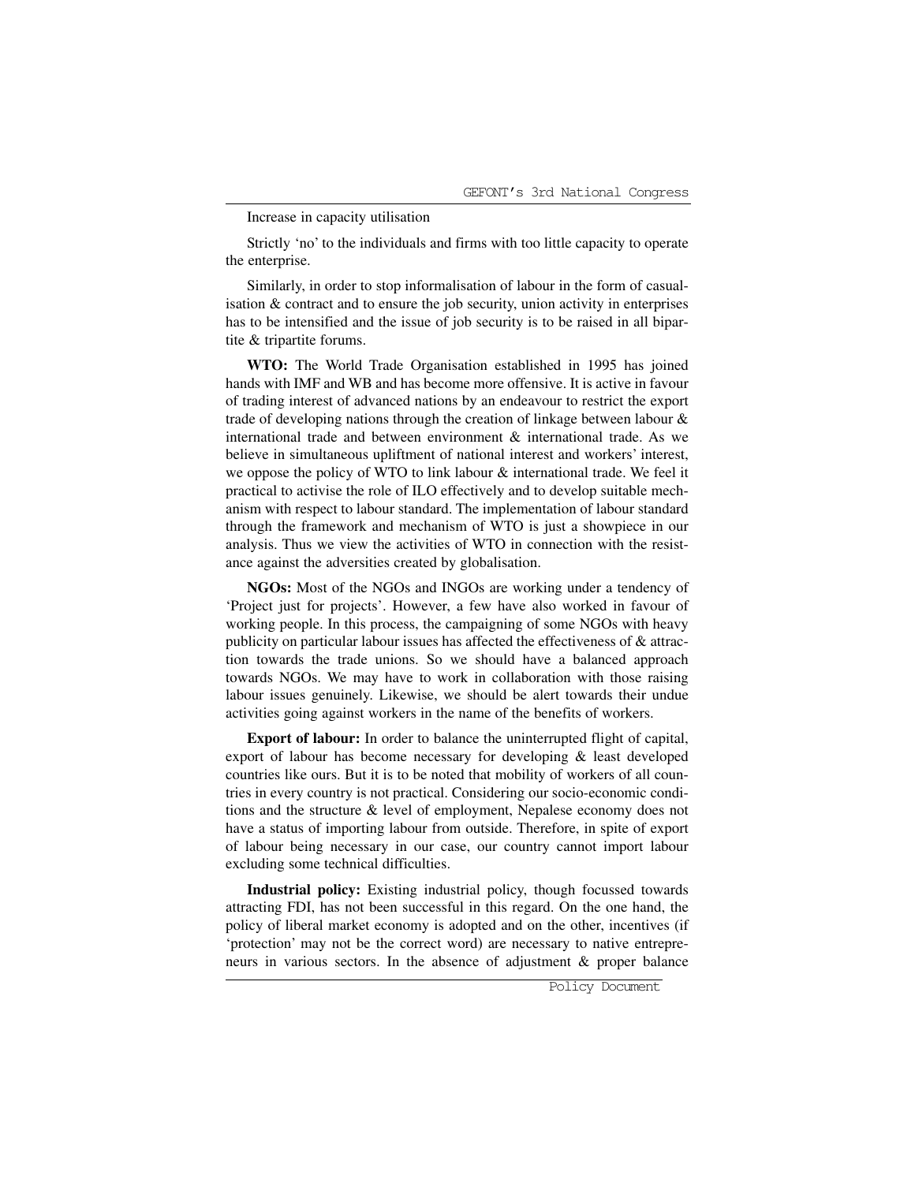Increase in capacity utilisation

Strictly 'no' to the individuals and firms with too little capacity to operate the enterprise.

Similarly, in order to stop informalisation of labour in the form of casualisation & contract and to ensure the job security, union activity in enterprises has to be intensified and the issue of job security is to be raised in all bipartite & tripartite forums.

**WTO:** The World Trade Organisation established in 1995 has joined hands with IMF and WB and has become more offensive. It is active in favour of trading interest of advanced nations by an endeavour to restrict the export trade of developing nations through the creation of linkage between labour & international trade and between environment & international trade. As we believe in simultaneous upliftment of national interest and workers' interest, we oppose the policy of WTO to link labour & international trade. We feel it practical to activise the role of ILO effectively and to develop suitable mechanism with respect to labour standard. The implementation of labour standard through the framework and mechanism of WTO is just a showpiece in our analysis. Thus we view the activities of WTO in connection with the resistance against the adversities created by globalisation.

**NGOs:** Most of the NGOs and INGOs are working under a tendency of 'Project just for projects'. However, a few have also worked in favour of working people. In this process, the campaigning of some NGOs with heavy publicity on particular labour issues has affected the effectiveness of & attraction towards the trade unions. So we should have a balanced approach towards NGOs. We may have to work in collaboration with those raising labour issues genuinely. Likewise, we should be alert towards their undue activities going against workers in the name of the benefits of workers.

**Export of labour:** In order to balance the uninterrupted flight of capital, export of labour has become necessary for developing & least developed countries like ours. But it is to be noted that mobility of workers of all countries in every country is not practical. Considering our socio-economic conditions and the structure & level of employment, Nepalese economy does not have a status of importing labour from outside. Therefore, in spite of export of labour being necessary in our case, our country cannot import labour excluding some technical difficulties.

**Industrial policy:** Existing industrial policy, though focussed towards attracting FDI, has not been successful in this regard. On the one hand, the policy of liberal market economy is adopted and on the other, incentives (if 'protection' may not be the correct word) are necessary to native entrepreneurs in various sectors. In the absence of adjustment & proper balance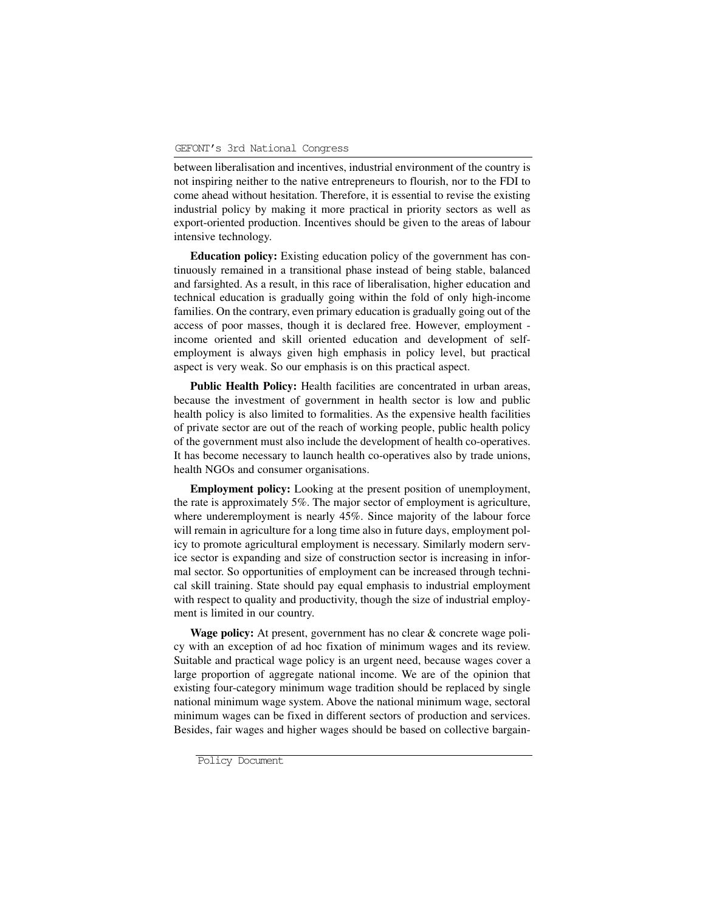between liberalisation and incentives, industrial environment of the country is not inspiring neither to the native entrepreneurs to flourish, nor to the FDI to come ahead without hesitation. Therefore, it is essential to revise the existing industrial policy by making it more practical in priority sectors as well as export-oriented production. Incentives should be given to the areas of labour intensive technology.

**Education policy:** Existing education policy of the government has continuously remained in a transitional phase instead of being stable, balanced and farsighted. As a result, in this race of liberalisation, higher education and technical education is gradually going within the fold of only high-income families. On the contrary, even primary education is gradually going out of the access of poor masses, though it is declared free. However, employment - income oriented and skill oriented education and development of self-employment is always given high emphasis in policy level, but practical aspect is very weak. So our emphasis is on this practical aspect.

**Public Health Policy:** Health facilities are concentrated in urban areas, because the investment of government in health sector is low and public health policy is also limited to formalities. As the expensive health facilities of private sector are out of the reach of working people, public health policy of the government must also include the development of health co-operatives. It has become necessary to launch health co-operatives also by trade unions, health NGOs and consumer organisations.

**Employment policy:** Looking at the present position of unemployment, the rate is approximately 5%. The major sector of employment is agriculture, where underemployment is nearly 45%. Since majority of the labour force will remain in agriculture for a long time also in future days, employment policy to promote agricultural employment is necessary. Similarly modern service sector is expanding and size of construction sector is increasing in informal sector. So opportunities of employment can be increased through technical skill training. State should pay equal emphasis to industrial employment with respect to quality and productivity, though the size of industrial employment is limited in our country.

**Wage policy:** At present, government has no clear & concrete wage policy with an exception of ad hoc fixation of minimum wages and its review. Suitable and practical wage policy is an urgent need, because wages cover a large proportion of aggregate national income. We are of the opinion that existing four-category minimum wage tradition should be replaced by single national minimum wage system. Above the national minimum wage, sectoral minimum wages can be fixed in different sectors of production and services. Besides, fair wages and higher wages should be based on collective bargain-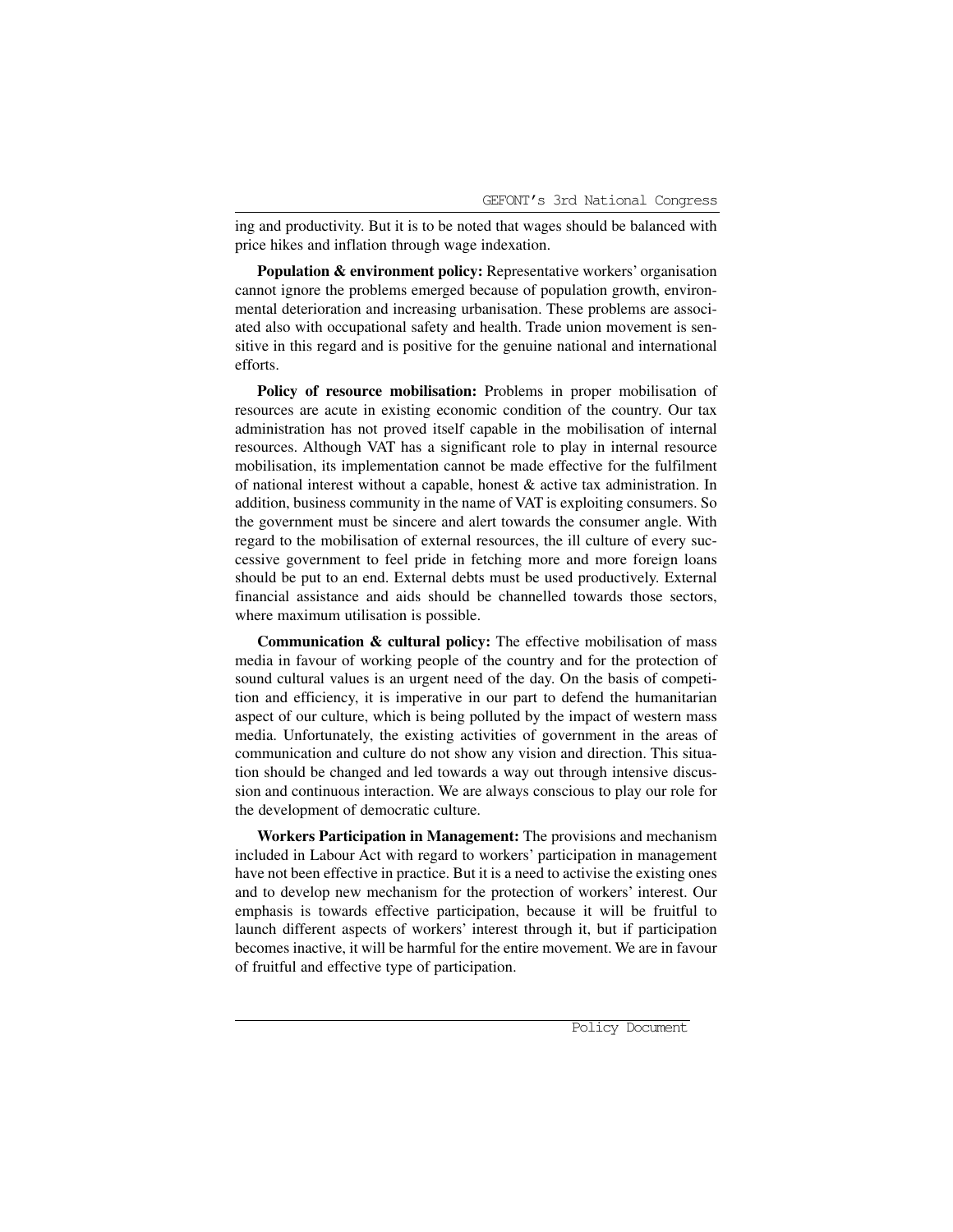ing and productivity. But it is to be noted that wages should be balanced with price hikes and inflation through wage indexation.

**Population & environment policy:** Representative workers' organisation cannot ignore the problems emerged because of population growth, environmental deterioration and increasing urbanisation. These problems are associated also with occupational safety and health. Trade union movement is sensitive in this regard and is positive for the genuine national and international efforts.

**Policy of resource mobilisation:** Problems in proper mobilisation of resources are acute in existing economic condition of the country. Our tax administration has not proved itself capable in the mobilisation of internal resources. Although VAT has a significant role to play in internal resource mobilisation, its implementation cannot be made effective for the fulfilment of national interest without a capable, honest & active tax administration. In addition, business community in the name of VAT is exploiting consumers. So the government must be sincere and alert towards the consumer angle. With regard to the mobilisation of external resources, the ill culture of every successive government to feel pride in fetching more and more foreign loans should be put to an end. External debts must be used productively. External financial assistance and aids should be channelled towards those sectors, where maximum utilisation is possible.

**Communication & cultural policy:** The effective mobilisation of mass media in favour of working people of the country and for the protection of sound cultural values is an urgent need of the day. On the basis of competition and efficiency, it is imperative in our part to defend the humanitarian aspect of our culture, which is being polluted by the impact of western mass media. Unfortunately, the existing activities of government in the areas of communication and culture do not show any vision and direction. This situation should be changed and led towards a way out through intensive discussion and continuous interaction. We are always conscious to play our role for the development of democratic culture.

**Workers Participation in Management:** The provisions and mechanism included in Labour Act with regard to workers' participation in management have not been effective in practice. But it is a need to activise the existing ones and to develop new mechanism for the protection of workers' interest. Our emphasis is towards effective participation, because it will be fruitful to launch different aspects of workers' interest through it, but if participation becomes inactive, it will be harmful for the entire movement. We are in favour of fruitful and effective type of participation.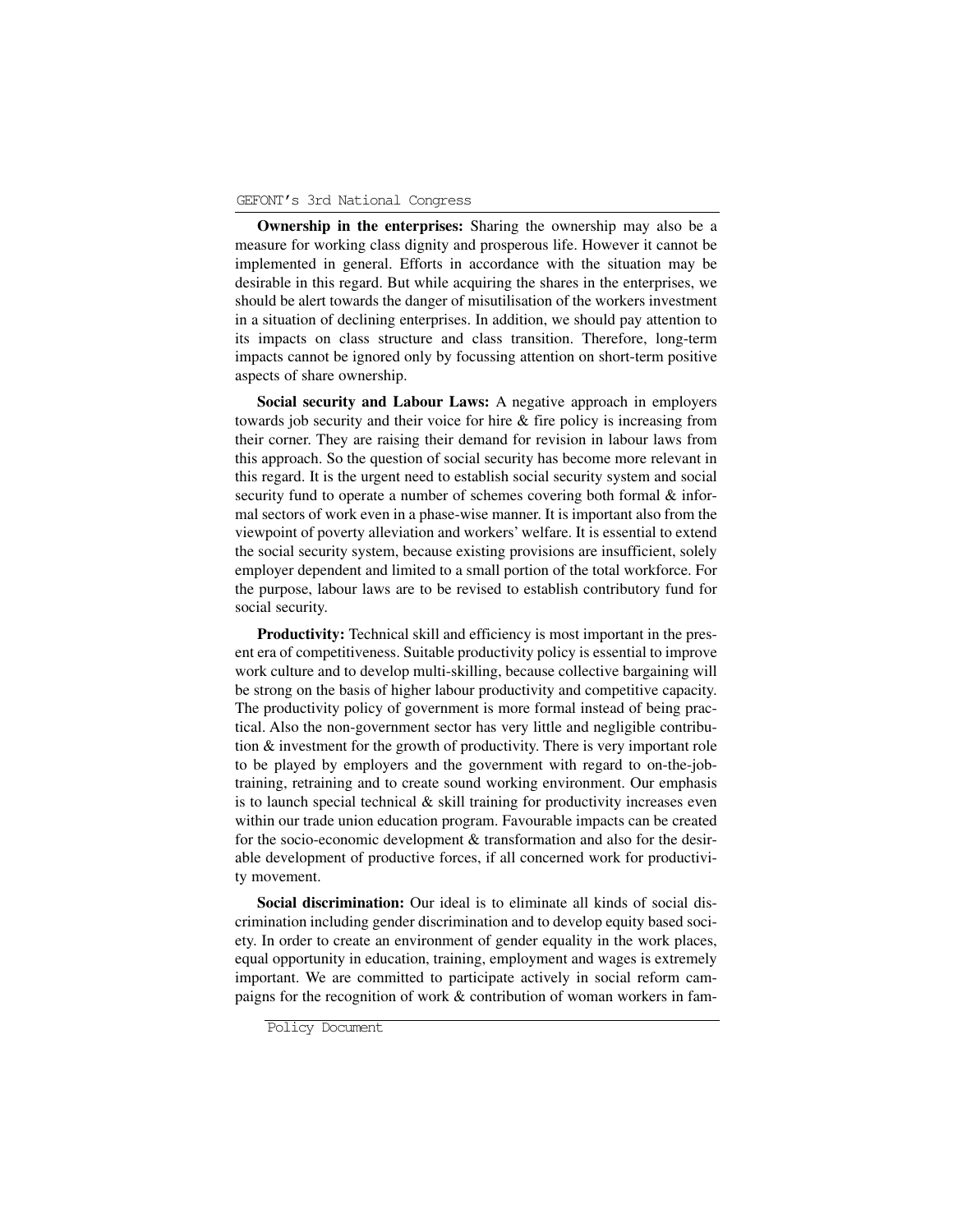**Ownership in the enterprises:** Sharing the ownership may also be a measure for working class dignity and prosperous life. However it cannot be implemented in general. Efforts in accordance with the situation may be desirable in this regard. But while acquiring the shares in the enterprises, we should be alert towards the danger of misutilisation of the workers investment in a situation of declining enterprises. In addition, we should pay attention to its impacts on class structure and class transition. Therefore, long-term impacts cannot be ignored only by focussing attention on short-term positive aspects of share ownership.

**Social security and Labour Laws:** A negative approach in employers towards job security and their voice for hire & fire policy is increasing from their corner. They are raising their demand for revision in labour laws from this approach. So the question of social security has become more relevant in this regard. It is the urgent need to establish social security system and social security fund to operate a number of schemes covering both formal & informal sectors of work even in a phase-wise manner. It is important also from the viewpoint of poverty alleviation and workers' welfare. It is essential to extend the social security system, because existing provisions are insufficient, solely employer dependent and limited to a small portion of the total workforce. For the purpose, labour laws are to be revised to establish contributory fund for social security.

**Productivity:** Technical skill and efficiency is most important in the present era of competitiveness. Suitable productivity policy is essential to improve work culture and to develop multi-skilling, because collective bargaining will be strong on the basis of higher labour productivity and competitive capacity. The productivity policy of government is more formal instead of being practical. Also the non-government sector has very little and negligible contribution & investment for the growth of productivity. There is very important role to be played by employers and the government with regard to on-the-job-training, retraining and to create sound working environment. Our emphasis is to launch special technical & skill training for productivity increases even within our trade union education program. Favourable impacts can be created for the socio-economic development & transformation and also for the desirable development of productive forces, if all concerned work for productivity movement.

**Social discrimination:** Our ideal is to eliminate all kinds of social discrimination including gender discrimination and to develop equity based society. In order to create an environment of gender equality in the work places, equal opportunity in education, training, employment and wages is extremely important. We are committed to participate actively in social reform campaigns for the recognition of work & contribution of woman workers in fam-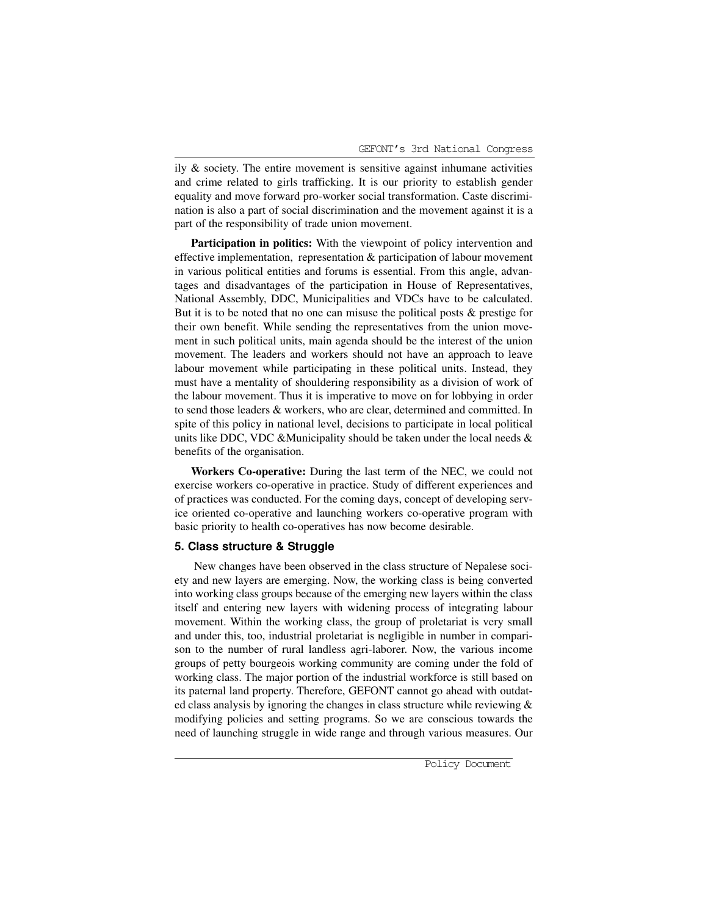ily & society. The entire movement is sensitive against inhumane activities and crime related to girls trafficking. It is our priority to establish gender equality and move forward pro-worker social transformation. Caste discrimination is also a part of social discrimination and the movement against it is a part of the responsibility of trade union movement.

**Participation in politics:** With the viewpoint of policy intervention and effective implementation, representation & participation of labour movement in various political entities and forums is essential. From this angle, advantages and disadvantages of the participation in House of Representatives, National Assembly, DDC, Municipalities and VDCs have to be calculated. But it is to be noted that no one can misuse the political posts & prestige for their own benefit. While sending the representatives from the union movement in such political units, main agenda should be the interest of the union movement. The leaders and workers should not have an approach to leave labour movement while participating in these political units. Instead, they must have a mentality of shouldering responsibility as a division of work of the labour movement. Thus it is imperative to move on for lobbying in order to send those leaders & workers, who are clear, determined and committed. In spite of this policy in national level, decisions to participate in local political units like DDC, VDC &Municipality should be taken under the local needs & benefits of the organisation.

**Workers Co-operative:** During the last term of the NEC, we could not exercise workers co-operative in practice. Study of different experiences and of practices was conducted. For the coming days, concept of developing service oriented co-operative and launching workers co-operative program with basic priority to health co-operatives has now become desirable.

## 5. Class structure & Struggle

New changes have been observed in the class structure of Nepalese society and new layers are emerging. Now, the working class is being converted into working class groups because of the emerging new layers within the class itself and entering new layers with widening process of integrating labour movement. Within the working class, the group of proletariat is very small and under this, too, industrial proletariat is negligible in number in comparison to the number of rural landless agri-laborer. Now, the various income groups of petty bourgeois working community are coming under the fold of working class. The major portion of the industrial workforce is still based on its paternal land property. Therefore, GEFONT cannot go ahead with outdated class analysis by ignoring the changes in class structure while reviewing & modifying policies and setting programs. So we are conscious towards the need of launching struggle in wide range and through various measures. Our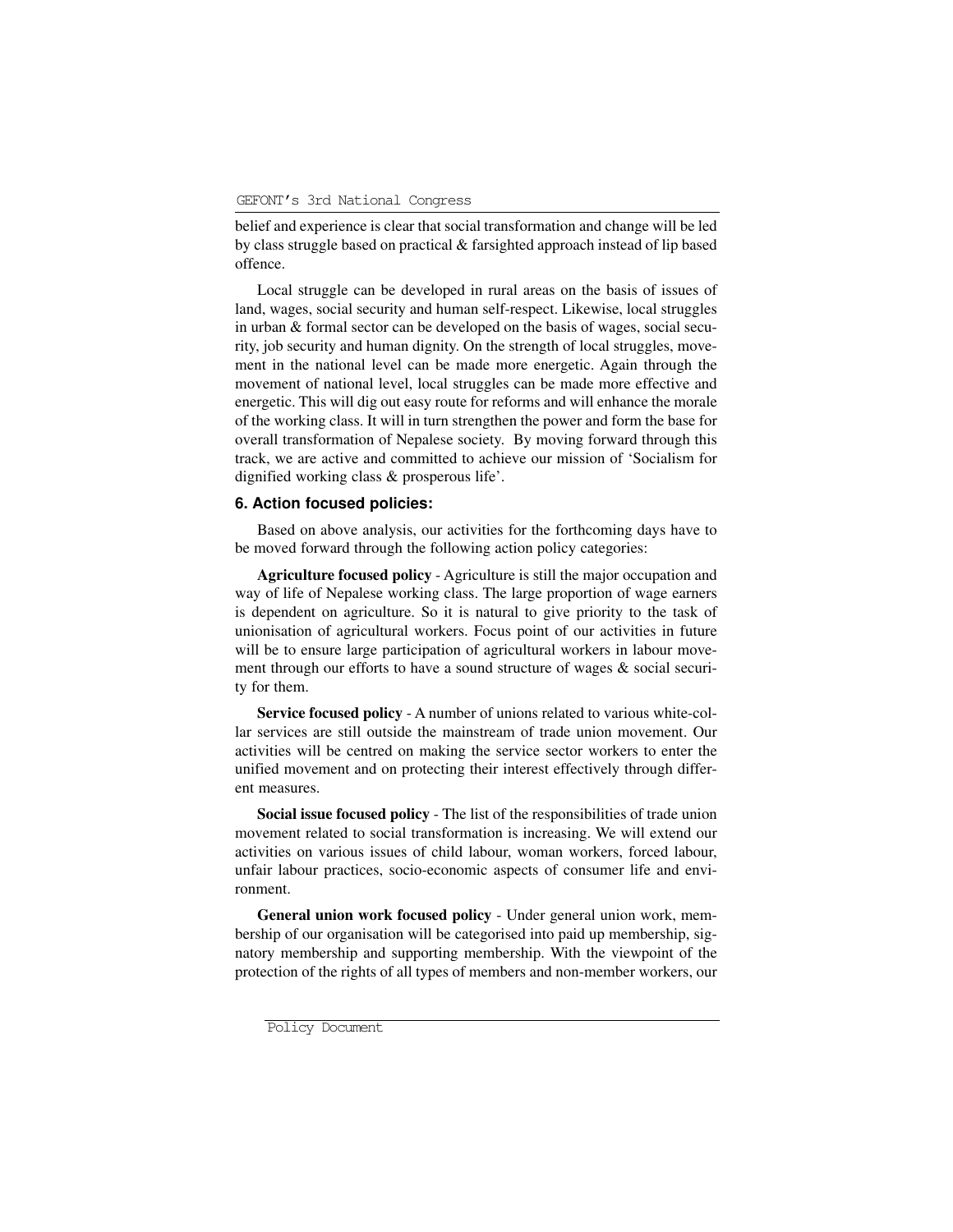belief and experience is clear that social transformation and change will be led by class struggle based on practical & farsighted approach instead of lip based offence.

Local struggle can be developed in rural areas on the basis of issues of land, wages, social security and human self-respect. Likewise, local struggles in urban & formal sector can be developed on the basis of wages, social security, job security and human dignity. On the strength of local struggles, movement in the national level can be made more energetic. Again through the movement of national level, local struggles can be made more effective and energetic. This will dig out easy route for reforms and will enhance the morale of the working class. It will in turn strengthen the power and form the base for overall transformation of Nepalese society. By moving forward through this track, we are active and committed to achieve our mission of 'Socialism for dignified working class & prosperous life'.

### 6. Action focused policies:

Based on above analysis, our activities for the forthcoming days have to be moved forward through the following action policy categories:

**Agriculture focused policy** - Agriculture is still the major occupation and way of life of Nepalese working class. The large proportion of wage earners is dependent on agriculture. So it is natural to give priority to the task of unionisation of agricultural workers. Focus point of our activities in future will be to ensure large participation of agricultural workers in labour movement through our efforts to have a sound structure of wages & social security for them.

**Service focused policy** - A number of unions related to various white-collar services are still outside the mainstream of trade union movement. Our activities will be centred on making the service sector workers to enter the unified movement and on protecting their interest effectively through different measures.

**Social issue focused policy** - The list of the responsibilities of trade union movement related to social transformation is increasing. We will extend our activities on various issues of child labour, woman workers, forced labour, unfair labour practices, socio-economic aspects of consumer life and environment.

**General union work focused policy** - Under general union work, membership of our organisation will be categorised into paid up membership, signatory membership and supporting membership. With the viewpoint of the protection of the rights of all types of members and non-member workers, our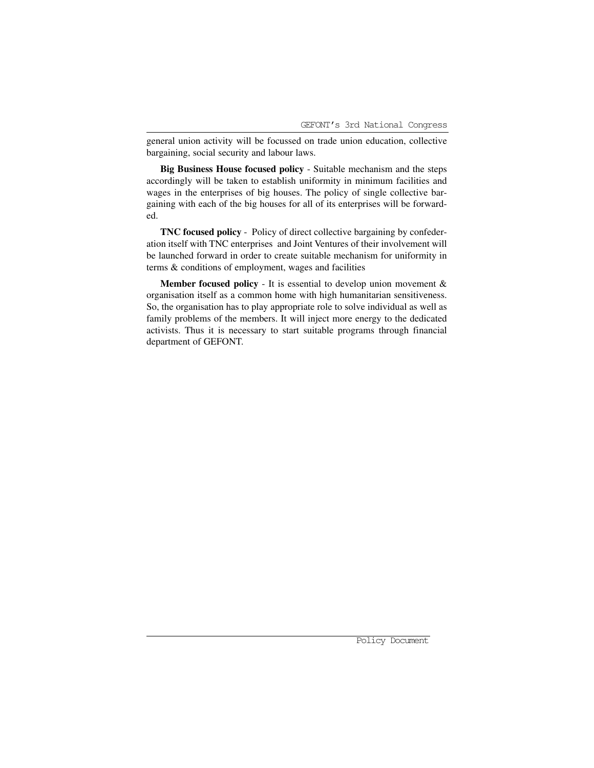general union activity will be focussed on trade union education, collective bargaining, social security and labour laws.

**Big Business House focused policy** - Suitable mechanism and the steps accordingly will be taken to establish uniformity in minimum facilities and wages in the enterprises of big houses. The policy of single collective bargaining with each of the big houses for all of its enterprises will be forwarded.

**TNC focused policy** - Policy of direct collective bargaining by confederation itself with TNC enterprises and Joint Ventures of their involvement will be launched forward in order to create suitable mechanism for uniformity in terms & conditions of employment, wages and facilities

**Member focused policy** - It is essential to develop union movement & organisation itself as a common home with high humanitarian sensitiveness. So, the organisation has to play appropriate role to solve individual as well as family problems of the members. It will inject more energy to the dedicated activists. Thus it is necessary to start suitable programs through financial department of GEFONT.